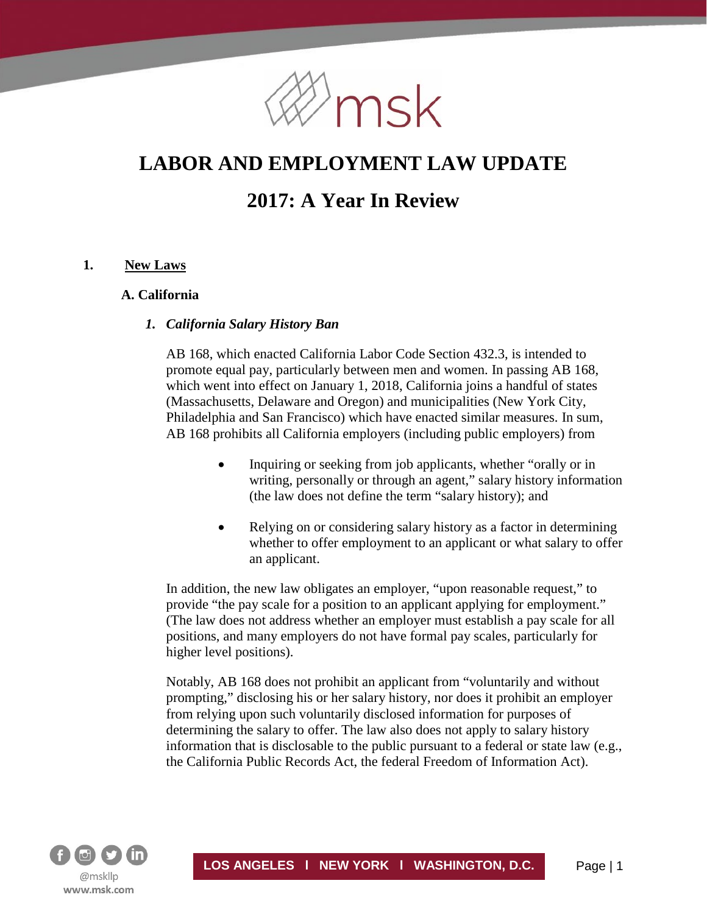# LABOR AND EMPLOYMENT LAW UPDATE

# 2017: A Year In Review

## 1. New Laws

### A. California

#### *1. California Salary History Ban*

AB 168, which enacted California Labor Code Section 432.3, is intended to promote equal pay, particularly between men and women. In passing AB 168, which went into effect on January 1, 2018, California joins a handful of states (Massachusetts, Delaware and Oregon) and municipalities (New York City, Philadelphia and San Francisco) which have enacted similar measures. In sum, AB 168 prohibits all California employers (including public employers) from

- Inquiring or seeking from job applicants, whether "orally or in writing, personally or through an agent," salary history information (the law does not define the term "salary history); and
- Relying on or considering salary history as a factor in determining whether to offer employment to an applicant or what salary to offer an applicant.

In addition, the new law obligates an employer, "upon reasonable request," to provide "the pay scale for a position to an applicant applying for employment." (The law does not address whether an employer must establish a pay scale for all positions, and many employers do not have formal pay scales, particularly for higher level positions).

Notably, AB 168 does not prohibit an applicant from "voluntarily and without prompting," disclosing his or her salary history, nor does it prohibit an employer from relying upon such voluntarily disclosed information for purposes of determining the salary to offer. The law also does not apply to salary history information that is disclosable to the public pursuant to a federal or state law (e.g., the California Public Records Act, the federal Freedom of Information Act).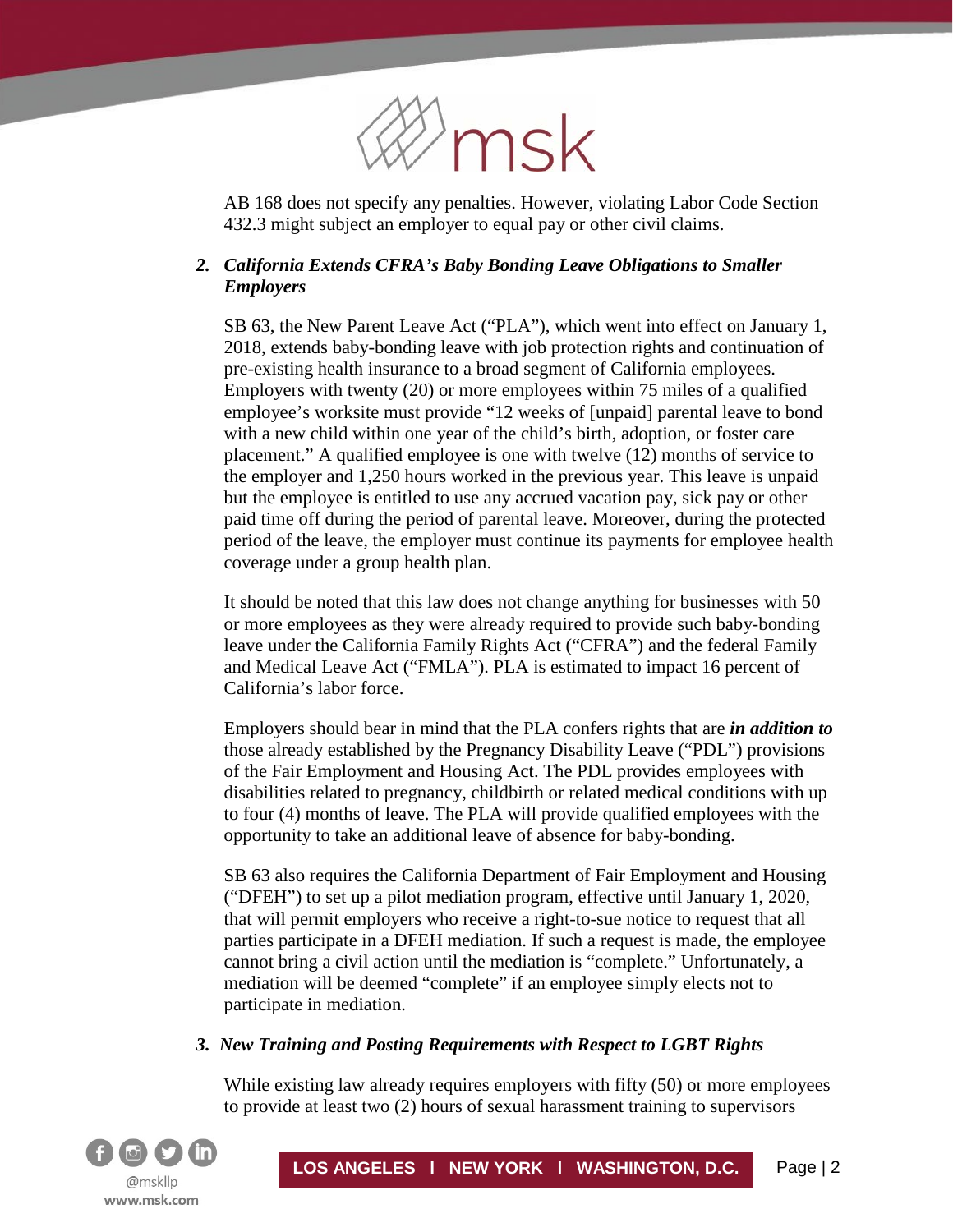AB 168 does not specify any penalties. However, violating Labor Code Section 432.3 might subject an employer to equal pay or other civil claims.

### *2. California Extends CFRA's Baby Bonding Leave Obligations to Smaller Employers*

SB 63, the New Parent Leave Act ("PLA"), which went into effect on January 1, 2018, extends baby-bonding leave with job protection rights and continuation of pre-existing health insurance to a broad segment of California employees. Employers with twenty (20) or more employees within 75 miles of a qualified employee's worksite must provide "12 weeks of [unpaid] parental leave to bond with a new child within one year of the child's birth, adoption, or foster care placement." A qualified employee is one with twelve (12) months of service to the employer and 1,250 hours worked in the previous year. This leave is unpaid but the employee is entitled to use any accrued vacation pay, sick pay or other paid time off during the period of parental leave. Moreover, during the protected period of the leave, the employer must continue its payments for employee health coverage under a group health plan.

It should be noted that this law does not change anything for businesses with 50 or more employees as they were already required to provide such baby-bonding leave under the California Family Rights Act ("CFRA") and the federal Family and Medical Leave Act ("FMLA"). PLA is estimated to impact 16 percent of California's labor force.

Employers should bear in mind that the PLA confers rights that are ***in addition to*** those already established by the Pregnancy Disability Leave ("PDL") provisions of the Fair Employment and Housing Act. The PDL provides employees with disabilities related to pregnancy, childbirth or related medical conditions with up to four (4) months of leave. The PLA will provide qualified employees with the opportunity to take an additional leave of absence for baby-bonding.

SB 63 also requires the California Department of Fair Employment and Housing ("DFEH") to set up a pilot mediation program, effective until January 1, 2020, that will permit employers who receive a right-to-sue notice to request that all parties participate in a DFEH mediation. If such a request is made, the employee cannot bring a civil action until the mediation is "complete." Unfortunately, a mediation will be deemed "complete" if an employee simply elects not to participate in mediation.

### *3. New Training and Posting Requirements with Respect to LGBT Rights*

While existing law already requires employers with fifty (50) or more employees to provide at least two (2) hours of sexual harassment training to supervisors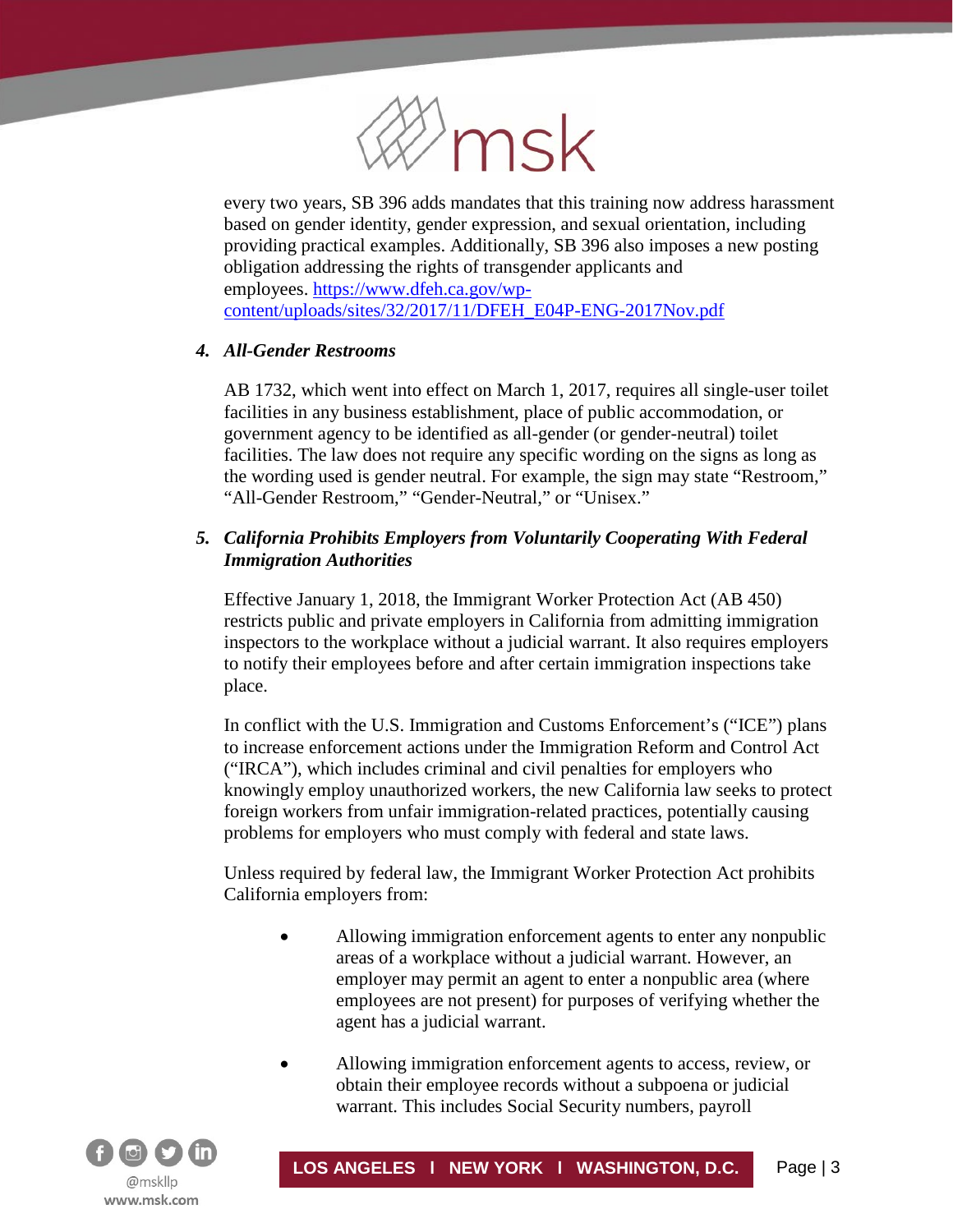every two years, SB 396 adds mandates that this training now address harassment based on gender identity, gender expression, and sexual orientation, including providing practical examples. Additionally, SB 396 also imposes a new posting obligation addressing the rights of transgender applicants and employees. https://www.dfeh.ca.gov/wp-content/uploads/sites/32/2017/11/DFEH_E04P-ENG-2017Nov.pdf

### 4. *All-Gender Restrooms*

AB 1732, which went into effect on March 1, 2017, requires all single-user toilet facilities in any business establishment, place of public accommodation, or government agency to be identified as all-gender (or gender-neutral) toilet facilities. The law does not require any specific wording on the signs as long as the wording used is gender neutral. For example, the sign may state "Restroom," "All-Gender Restroom," "Gender-Neutral," or "Unisex."

### 5. *California Prohibits Employers from Voluntarily Cooperating With Federal Immigration Authorities*

Effective January 1, 2018, the Immigrant Worker Protection Act (AB 450) restricts public and private employers in California from admitting immigration inspectors to the workplace without a judicial warrant. It also requires employers to notify their employees before and after certain immigration inspections take place.

In conflict with the U.S. Immigration and Customs Enforcement's ("ICE") plans to increase enforcement actions under the Immigration Reform and Control Act ("IRCA"), which includes criminal and civil penalties for employers who knowingly employ unauthorized workers, the new California law seeks to protect foreign workers from unfair immigration-related practices, potentially causing problems for employers who must comply with federal and state laws.

Unless required by federal law, the Immigrant Worker Protection Act prohibits California employers from:

- Allowing immigration enforcement agents to enter any nonpublic areas of a workplace without a judicial warrant. However, an employer may permit an agent to enter a nonpublic area (where employees are not present) for purposes of verifying whether the agent has a judicial warrant.
- Allowing immigration enforcement agents to access, review, or obtain their employee records without a subpoena or judicial warrant. This includes Social Security numbers, payroll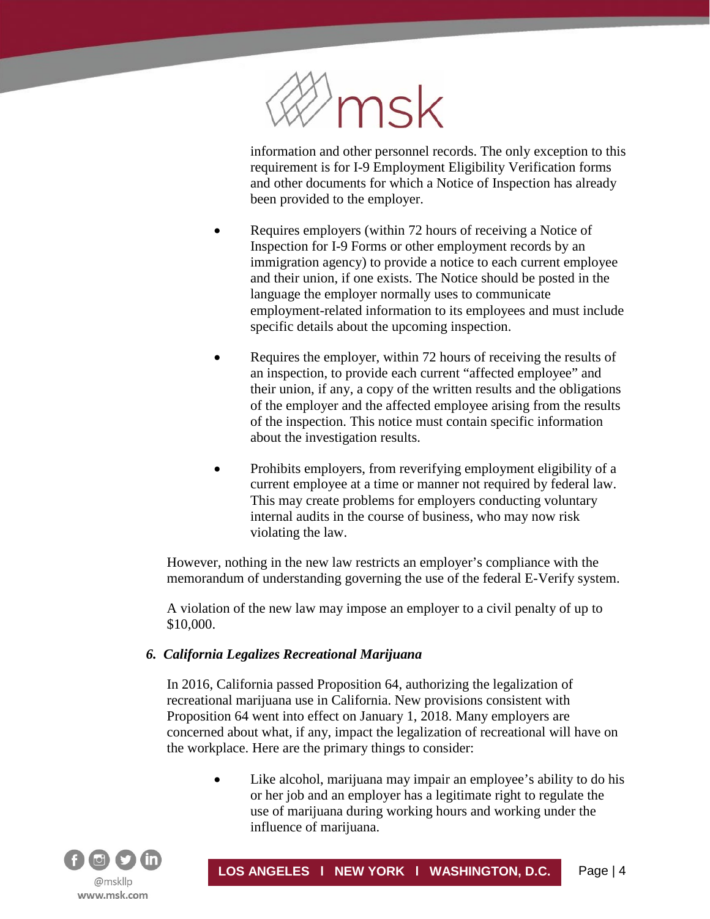information and other personnel records. The only exception to this requirement is for I-9 Employment Eligibility Verification forms and other documents for which a Notice of Inspection has already been provided to the employer.

- Requires employers (within 72 hours of receiving a Notice of Inspection for I-9 Forms or other employment records by an immigration agency) to provide a notice to each current employee and their union, if one exists. The Notice should be posted in the language the employer normally uses to communicate employment-related information to its employees and must include specific details about the upcoming inspection.

- Requires the employer, within 72 hours of receiving the results of an inspection, to provide each current "affected employee" and their union, if any, a copy of the written results and the obligations of the employer and the affected employee arising from the results of the inspection. This notice must contain specific information about the investigation results.

- Prohibits employers, from reverifying employment eligibility of a current employee at a time or manner not required by federal law. This may create problems for employers conducting voluntary internal audits in the course of business, who may now risk violating the law.

However, nothing in the new law restricts an employer's compliance with the memorandum of understanding governing the use of the federal E-Verify system.

A violation of the new law may impose an employer to a civil penalty of up to $10,000.

### *6. California Legalizes Recreational Marijuana*

In 2016, California passed Proposition 64, authorizing the legalization of recreational marijuana use in California. New provisions consistent with Proposition 64 went into effect on January 1, 2018. Many employers are concerned about what, if any, impact the legalization of recreational will have on the workplace. Here are the primary things to consider:

- Like alcohol, marijuana may impair an employee's ability to do his or her job and an employer has a legitimate right to regulate the use of marijuana during working hours and working under the influence of marijuana.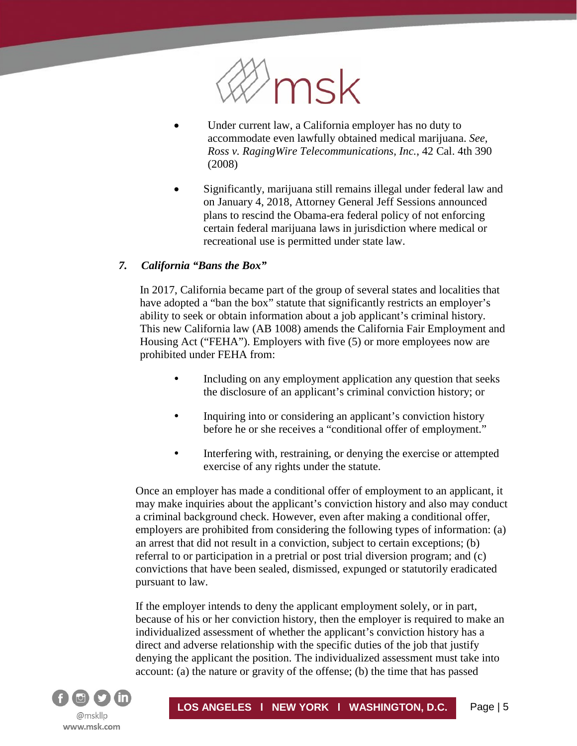- Under current law, a California employer has no duty to accommodate even lawfully obtained medical marijuana. *See, Ross v. RagingWire Telecommunications, Inc.*, 42 Cal. 4th 390 (2008)

- Significantly, marijuana still remains illegal under federal law and on January 4, 2018, Attorney General Jeff Sessions announced plans to rescind the Obama-era federal policy of not enforcing certain federal marijuana laws in jurisdiction where medical or recreational use is permitted under state law.

### *7. California "Bans the Box"*

In 2017, California became part of the group of several states and localities that have adopted a "ban the box" statute that significantly restricts an employer's ability to seek or obtain information about a job applicant's criminal history. This new California law (AB 1008) amends the California Fair Employment and Housing Act ("FEHA"). Employers with five (5) or more employees now are prohibited under FEHA from:

- Including on any employment application any question that seeks the disclosure of an applicant's criminal conviction history; or

- Inquiring into or considering an applicant's conviction history before he or she receives a "conditional offer of employment."

- Interfering with, restraining, or denying the exercise or attempted exercise of any rights under the statute.

Once an employer has made a conditional offer of employment to an applicant, it may make inquiries about the applicant's conviction history and also may conduct a criminal background check. However, even after making a conditional offer, employers are prohibited from considering the following types of information: (a) an arrest that did not result in a conviction, subject to certain exceptions; (b) referral to or participation in a pretrial or post trial diversion program; and (c) convictions that have been sealed, dismissed, expunged or statutorily eradicated pursuant to law.

If the employer intends to deny the applicant employment solely, or in part, because of his or her conviction history, then the employer is required to make an individualized assessment of whether the applicant's conviction history has a direct and adverse relationship with the specific duties of the job that justify denying the applicant the position. The individualized assessment must take into account: (a) the nature or gravity of the offense; (b) the time that has passed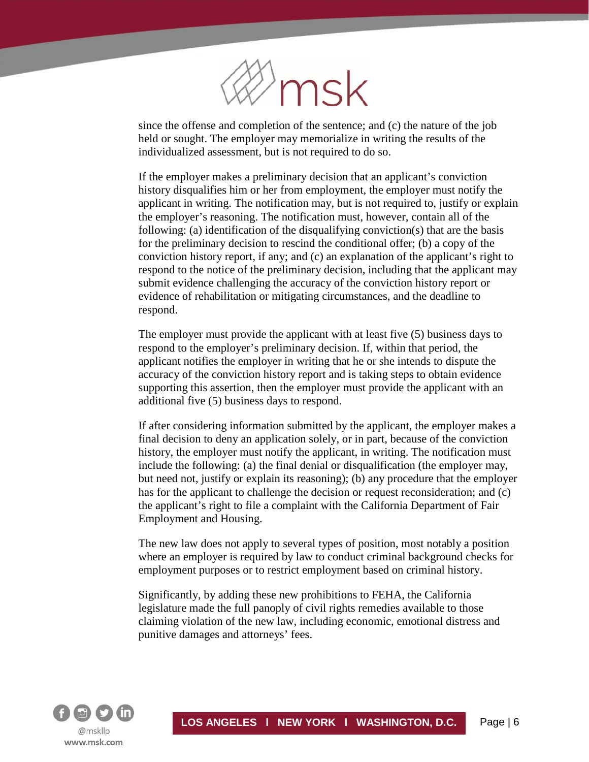since the offense and completion of the sentence; and (c) the nature of the job held or sought. The employer may memorialize in writing the results of the individualized assessment, but is not required to do so.

If the employer makes a preliminary decision that an applicant's conviction history disqualifies him or her from employment, the employer must notify the applicant in writing. The notification may, but is not required to, justify or explain the employer's reasoning. The notification must, however, contain all of the following: (a) identification of the disqualifying conviction(s) that are the basis for the preliminary decision to rescind the conditional offer; (b) a copy of the conviction history report, if any; and (c) an explanation of the applicant's right to respond to the notice of the preliminary decision, including that the applicant may submit evidence challenging the accuracy of the conviction history report or evidence of rehabilitation or mitigating circumstances, and the deadline to respond.

The employer must provide the applicant with at least five (5) business days to respond to the employer's preliminary decision. If, within that period, the applicant notifies the employer in writing that he or she intends to dispute the accuracy of the conviction history report and is taking steps to obtain evidence supporting this assertion, then the employer must provide the applicant with an additional five (5) business days to respond.

If after considering information submitted by the applicant, the employer makes a final decision to deny an application solely, or in part, because of the conviction history, the employer must notify the applicant, in writing. The notification must include the following: (a) the final denial or disqualification (the employer may, but need not, justify or explain its reasoning); (b) any procedure that the employer has for the applicant to challenge the decision or request reconsideration; and (c) the applicant's right to file a complaint with the California Department of Fair Employment and Housing.

The new law does not apply to several types of position, most notably a position where an employer is required by law to conduct criminal background checks for employment purposes or to restrict employment based on criminal history.

Significantly, by adding these new prohibitions to FEHA, the California legislature made the full panoply of civil rights remedies available to those claiming violation of the new law, including economic, emotional distress and punitive damages and attorneys' fees.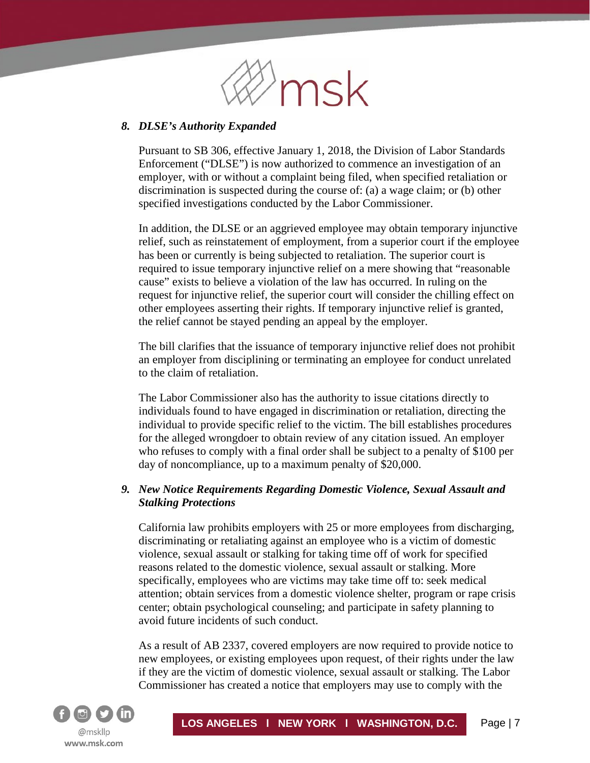### *8. DLSE's Authority Expanded*

Pursuant to SB 306, effective January 1, 2018, the Division of Labor Standards Enforcement ("DLSE") is now authorized to commence an investigation of an employer, with or without a complaint being filed, when specified retaliation or discrimination is suspected during the course of: (a) a wage claim; or (b) other specified investigations conducted by the Labor Commissioner.

In addition, the DLSE or an aggrieved employee may obtain temporary injunctive relief, such as reinstatement of employment, from a superior court if the employee has been or currently is being subjected to retaliation. The superior court is required to issue temporary injunctive relief on a mere showing that "reasonable cause" exists to believe a violation of the law has occurred. In ruling on the request for injunctive relief, the superior court will consider the chilling effect on other employees asserting their rights. If temporary injunctive relief is granted, the relief cannot be stayed pending an appeal by the employer.

The bill clarifies that the issuance of temporary injunctive relief does not prohibit an employer from disciplining or terminating an employee for conduct unrelated to the claim of retaliation.

The Labor Commissioner also has the authority to issue citations directly to individuals found to have engaged in discrimination or retaliation, directing the individual to provide specific relief to the victim. The bill establishes procedures for the alleged wrongdoer to obtain review of any citation issued. An employer who refuses to comply with a final order shall be subject to a penalty of $100 per day of noncompliance, up to a maximum penalty of $20,000.

### *9. New Notice Requirements Regarding Domestic Violence, Sexual Assault and Stalking Protections*

California law prohibits employers with 25 or more employees from discharging, discriminating or retaliating against an employee who is a victim of domestic violence, sexual assault or stalking for taking time off of work for specified reasons related to the domestic violence, sexual assault or stalking. More specifically, employees who are victims may take time off to: seek medical attention; obtain services from a domestic violence shelter, program or rape crisis center; obtain psychological counseling; and participate in safety planning to avoid future incidents of such conduct.

As a result of AB 2337, covered employers are now required to provide notice to new employees, or existing employees upon request, of their rights under the law if they are the victim of domestic violence, sexual assault or stalking. The Labor Commissioner has created a notice that employers may use to comply with the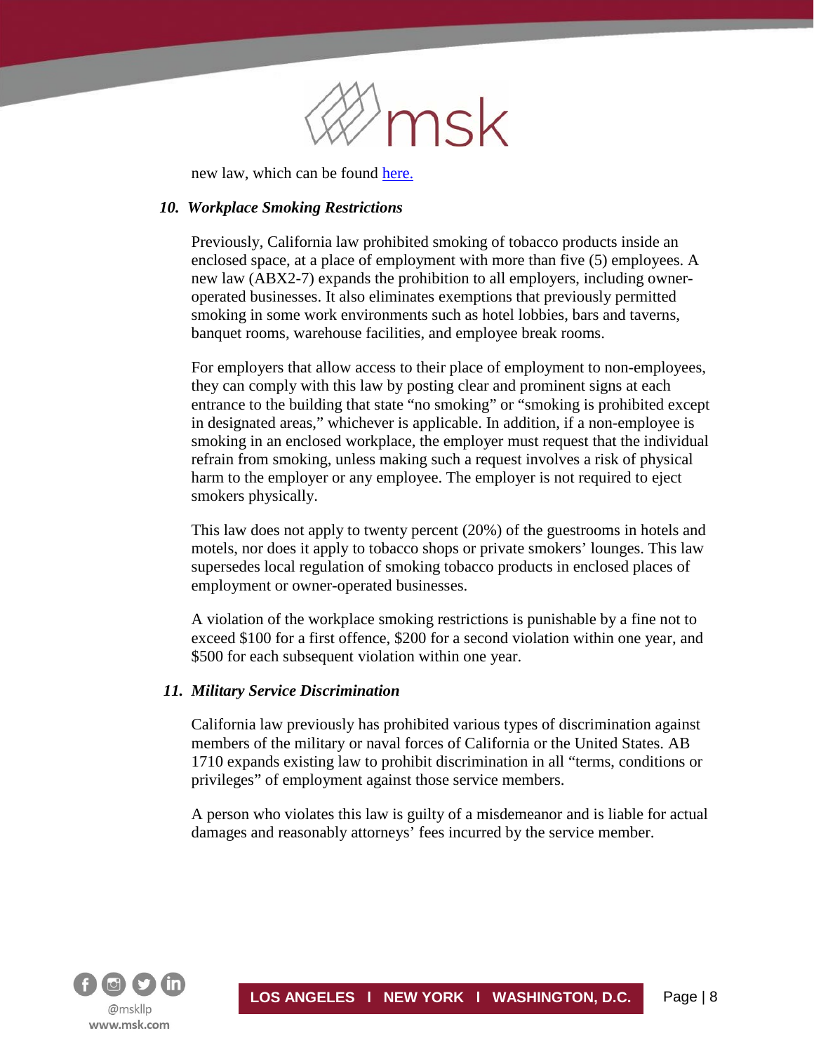new law, which can be found here.

### *10. Workplace Smoking Restrictions*

Previously, California law prohibited smoking of tobacco products inside an enclosed space, at a place of employment with more than five (5) employees. A new law (ABX2-7) expands the prohibition to all employers, including owner-operated businesses. It also eliminates exemptions that previously permitted smoking in some work environments such as hotel lobbies, bars and taverns, banquet rooms, warehouse facilities, and employee break rooms.

For employers that allow access to their place of employment to non-employees, they can comply with this law by posting clear and prominent signs at each entrance to the building that state "no smoking" or "smoking is prohibited except in designated areas," whichever is applicable. In addition, if a non-employee is smoking in an enclosed workplace, the employer must request that the individual refrain from smoking, unless making such a request involves a risk of physical harm to the employer or any employee. The employer is not required to eject smokers physically.

This law does not apply to twenty percent (20%) of the guestrooms in hotels and motels, nor does it apply to tobacco shops or private smokers' lounges. This law supersedes local regulation of smoking tobacco products in enclosed places of employment or owner-operated businesses.

A violation of the workplace smoking restrictions is punishable by a fine not to exceed $100 for a first offence, $200 for a second violation within one year, and $500 for each subsequent violation within one year.

### *11. Military Service Discrimination*

California law previously has prohibited various types of discrimination against members of the military or naval forces of California or the United States. AB 1710 expands existing law to prohibit discrimination in all "terms, conditions or privileges" of employment against those service members.

A person who violates this law is guilty of a misdemeanor and is liable for actual damages and reasonably attorneys' fees incurred by the service member.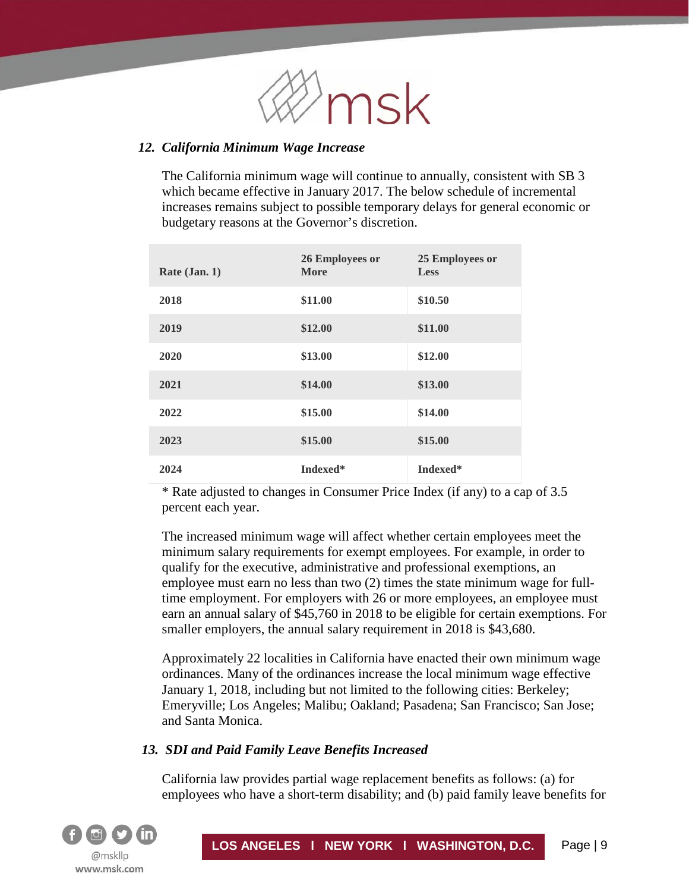### *12. California Minimum Wage Increase*

The California minimum wage will continue to annually, consistent with SB 3 which became effective in January 2017. The below schedule of incremental increases remains subject to possible temporary delays for general economic or budgetary reasons at the Governor's discretion.

| Rate (Jan. 1) | 26 Employees or More | 25 Employees or Less |
|---|---|---|
| 2018 | $11.00 | $10.50 |
| 2019 | $12.00 | $11.00 |
| 2020 | $13.00 | $12.00 |
| 2021 | $14.00 | $13.00 |
| 2022 | $15.00 | $14.00 |
| 2023 | $15.00 | $15.00 |
| 2024 | Indexed* | Indexed* |

* Rate adjusted to changes in Consumer Price Index (if any) to a cap of 3.5 percent each year.

The increased minimum wage will affect whether certain employees meet the minimum salary requirements for exempt employees. For example, in order to qualify for the executive, administrative and professional exemptions, an employee must earn no less than two (2) times the state minimum wage for full-time employment. For employers with 26 or more employees, an employee must earn an annual salary of $45,760 in 2018 to be eligible for certain exemptions. For smaller employers, the annual salary requirement in 2018 is $43,680.

Approximately 22 localities in California have enacted their own minimum wage ordinances. Many of the ordinances increase the local minimum wage effective January 1, 2018, including but not limited to the following cities: Berkeley; Emeryville; Los Angeles; Malibu; Oakland; Pasadena; San Francisco; San Jose; and Santa Monica.

### *13. SDI and Paid Family Leave Benefits Increased*

California law provides partial wage replacement benefits as follows: (a) for employees who have a short-term disability; and (b) paid family leave benefits for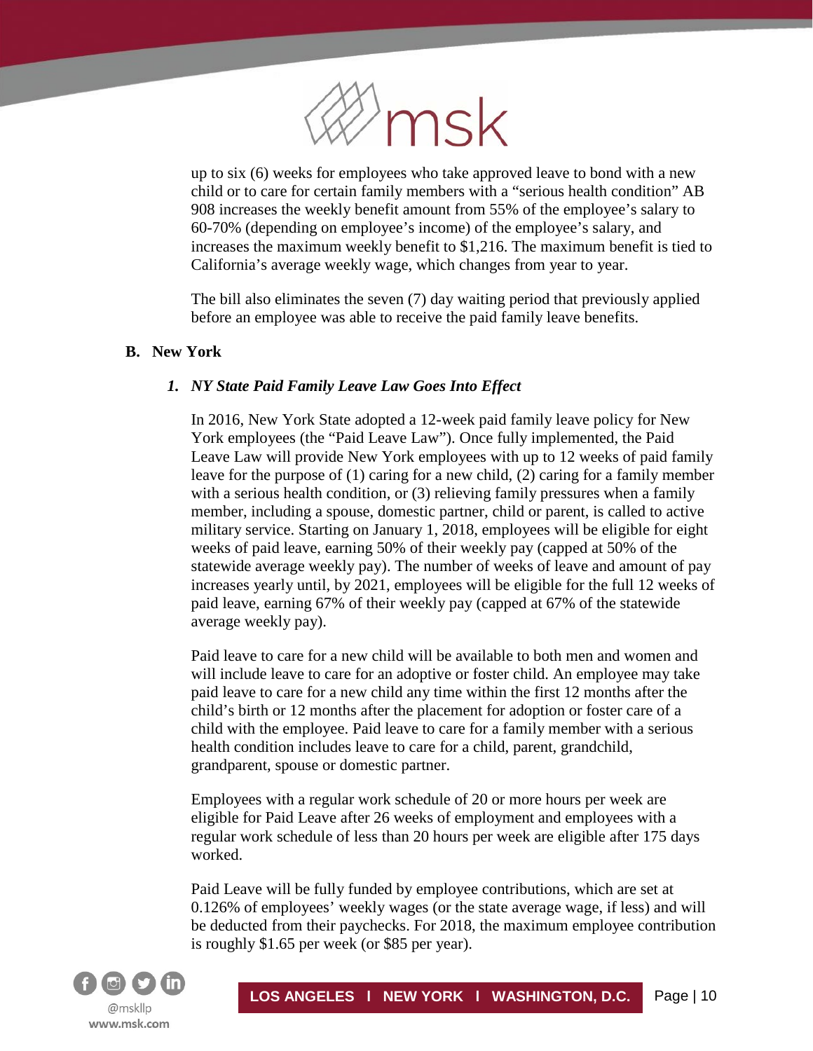up to six (6) weeks for employees who take approved leave to bond with a new child or to care for certain family members with a "serious health condition" AB 908 increases the weekly benefit amount from 55% of the employee's salary to 60-70% (depending on employee's income) of the employee's salary, and increases the maximum weekly benefit to $1,216. The maximum benefit is tied to California's average weekly wage, which changes from year to year.

The bill also eliminates the seven (7) day waiting period that previously applied before an employee was able to receive the paid family leave benefits.

### B. New York

#### *1. NY State Paid Family Leave Law Goes Into Effect*

In 2016, New York State adopted a 12-week paid family leave policy for New York employees (the "Paid Leave Law"). Once fully implemented, the Paid Leave Law will provide New York employees with up to 12 weeks of paid family leave for the purpose of (1) caring for a new child, (2) caring for a family member with a serious health condition, or (3) relieving family pressures when a family member, including a spouse, domestic partner, child or parent, is called to active military service. Starting on January 1, 2018, employees will be eligible for eight weeks of paid leave, earning 50% of their weekly pay (capped at 50% of the statewide average weekly pay). The number of weeks of leave and amount of pay increases yearly until, by 2021, employees will be eligible for the full 12 weeks of paid leave, earning 67% of their weekly pay (capped at 67% of the statewide average weekly pay).

Paid leave to care for a new child will be available to both men and women and will include leave to care for an adoptive or foster child. An employee may take paid leave to care for a new child any time within the first 12 months after the child's birth or 12 months after the placement for adoption or foster care of a child with the employee. Paid leave to care for a family member with a serious health condition includes leave to care for a child, parent, grandchild, grandparent, spouse or domestic partner.

Employees with a regular work schedule of 20 or more hours per week are eligible for Paid Leave after 26 weeks of employment and employees with a regular work schedule of less than 20 hours per week are eligible after 175 days worked.

Paid Leave will be fully funded by employee contributions, which are set at 0.126% of employees' weekly wages (or the state average wage, if less) and will be deducted from their paychecks. For 2018, the maximum employee contribution is roughly $1.65 per week (or $85 per year).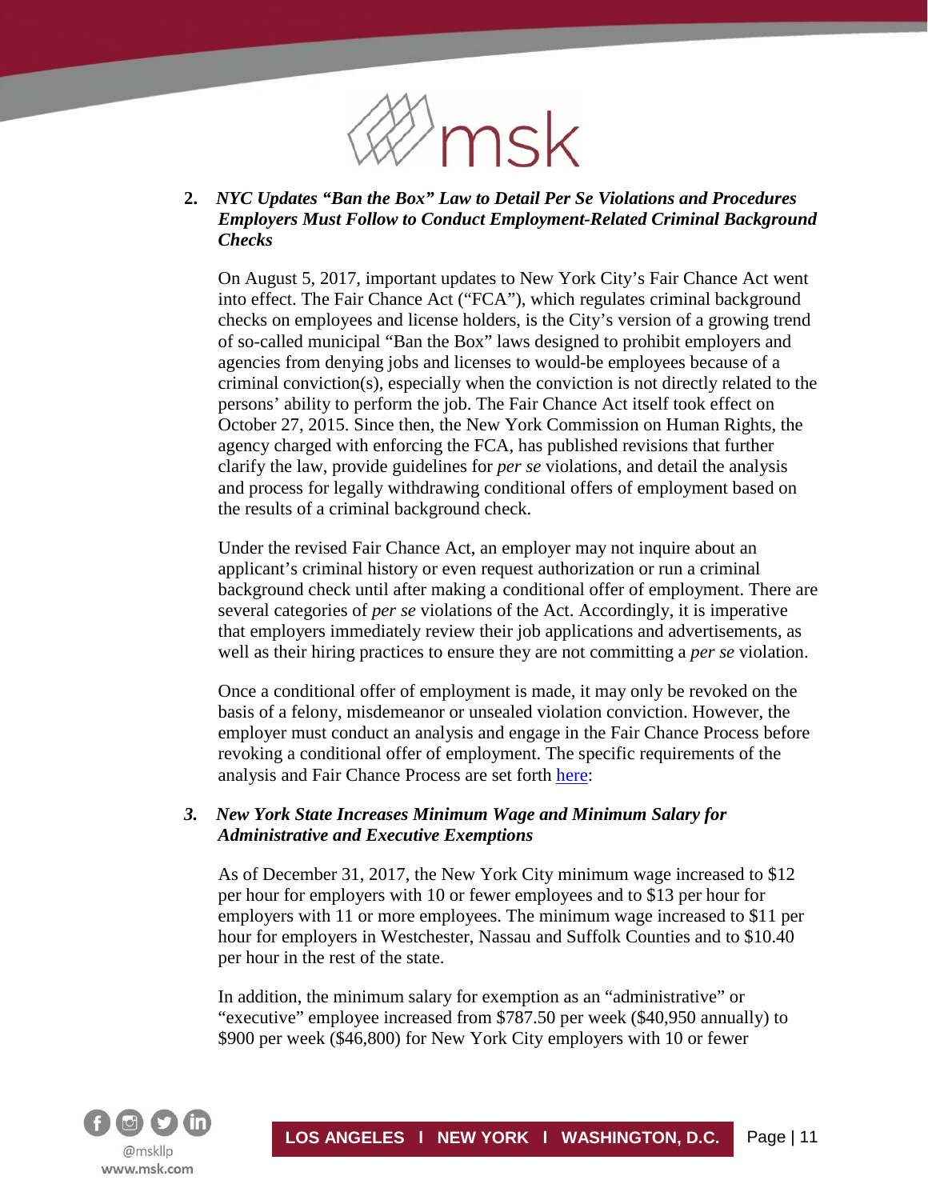**2.** ***NYC Updates "Ban the Box" Law to Detail Per Se Violations and Procedures Employers Must Follow to Conduct Employment-Related Criminal Background Checks***

On August 5, 2017, important updates to New York City's Fair Chance Act went into effect. The Fair Chance Act ("FCA"), which regulates criminal background checks on employees and license holders, is the City's version of a growing trend of so-called municipal "Ban the Box" laws designed to prohibit employers and agencies from denying jobs and licenses to would-be employees because of a criminal conviction(s), especially when the conviction is not directly related to the persons' ability to perform the job. The Fair Chance Act itself took effect on October 27, 2015. Since then, the New York Commission on Human Rights, the agency charged with enforcing the FCA, has published revisions that further clarify the law, provide guidelines for *per se* violations, and detail the analysis and process for legally withdrawing conditional offers of employment based on the results of a criminal background check.

Under the revised Fair Chance Act, an employer may not inquire about an applicant's criminal history or even request authorization or run a criminal background check until after making a conditional offer of employment. There are several categories of *per se* violations of the Act. Accordingly, it is imperative that employers immediately review their job applications and advertisements, as well as their hiring practices to ensure they are not committing a *per se* violation.

Once a conditional offer of employment is made, it may only be revoked on the basis of a felony, misdemeanor or unsealed violation conviction. However, the employer must conduct an analysis and engage in the Fair Chance Process before revoking a conditional offer of employment. The specific requirements of the analysis and Fair Chance Process are set forth here:

***3. New York State Increases Minimum Wage and Minimum Salary for Administrative and Executive Exemptions***

As of December 31, 2017, the New York City minimum wage increased to $12 per hour for employers with 10 or fewer employees and to $13 per hour for employers with 11 or more employees. The minimum wage increased to $11 per hour for employers in Westchester, Nassau and Suffolk Counties and to $10.40 per hour in the rest of the state.

In addition, the minimum salary for exemption as an "administrative" or "executive" employee increased from $787.50 per week ($40,950 annually) to $900 per week ($46,800) for New York City employers with 10 or fewer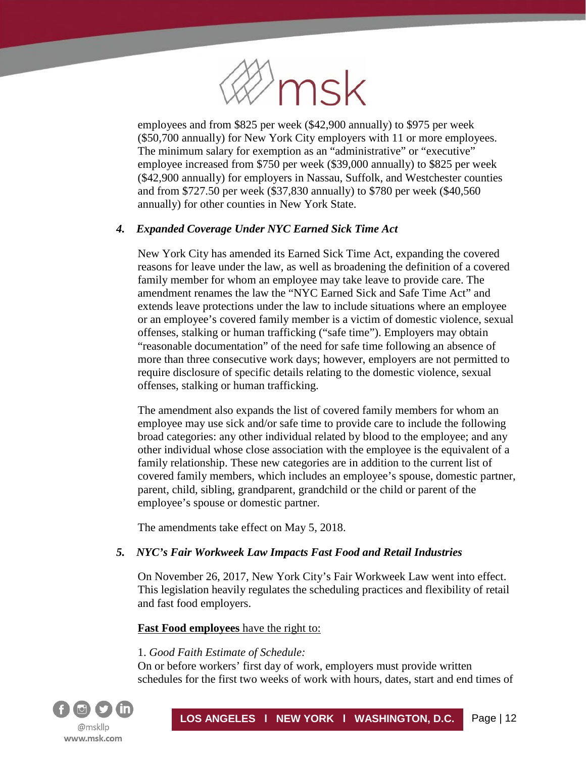employees and from $825 per week ($42,900 annually) to $975 per week ($50,700 annually) for New York City employers with 11 or more employees. The minimum salary for exemption as an "administrative" or "executive" employee increased from $750 per week ($39,000 annually) to $825 per week ($42,900 annually) for employers in Nassau, Suffolk, and Westchester counties and from $727.50 per week ($37,830 annually) to $780 per week ($40,560 annually) for other counties in New York State.

### *4. Expanded Coverage Under NYC Earned Sick Time Act*

New York City has amended its Earned Sick Time Act, expanding the covered reasons for leave under the law, as well as broadening the definition of a covered family member for whom an employee may take leave to provide care. The amendment renames the law the "NYC Earned Sick and Safe Time Act" and extends leave protections under the law to include situations where an employee or an employee's covered family member is a victim of domestic violence, sexual offenses, stalking or human trafficking ("safe time"). Employers may obtain "reasonable documentation" of the need for safe time following an absence of more than three consecutive work days; however, employers are not permitted to require disclosure of specific details relating to the domestic violence, sexual offenses, stalking or human trafficking.

The amendment also expands the list of covered family members for whom an employee may use sick and/or safe time to provide care to include the following broad categories: any other individual related by blood to the employee; and any other individual whose close association with the employee is the equivalent of a family relationship. These new categories are in addition to the current list of covered family members, which includes an employee's spouse, domestic partner, parent, child, sibling, grandparent, grandchild or the child or parent of the employee's spouse or domestic partner.

The amendments take effect on May 5, 2018.

### *5. NYC's Fair Workweek Law Impacts Fast Food and Retail Industries*

On November 26, 2017, New York City's Fair Workweek Law went into effect. This legislation heavily regulates the scheduling practices and flexibility of retail and fast food employers.

<u>**Fast Food employees** have the right to:</u>

1. *Good Faith Estimate of Schedule:*
On or before workers' first day of work, employers must provide written schedules for the first two weeks of work with hours, dates, start and end times of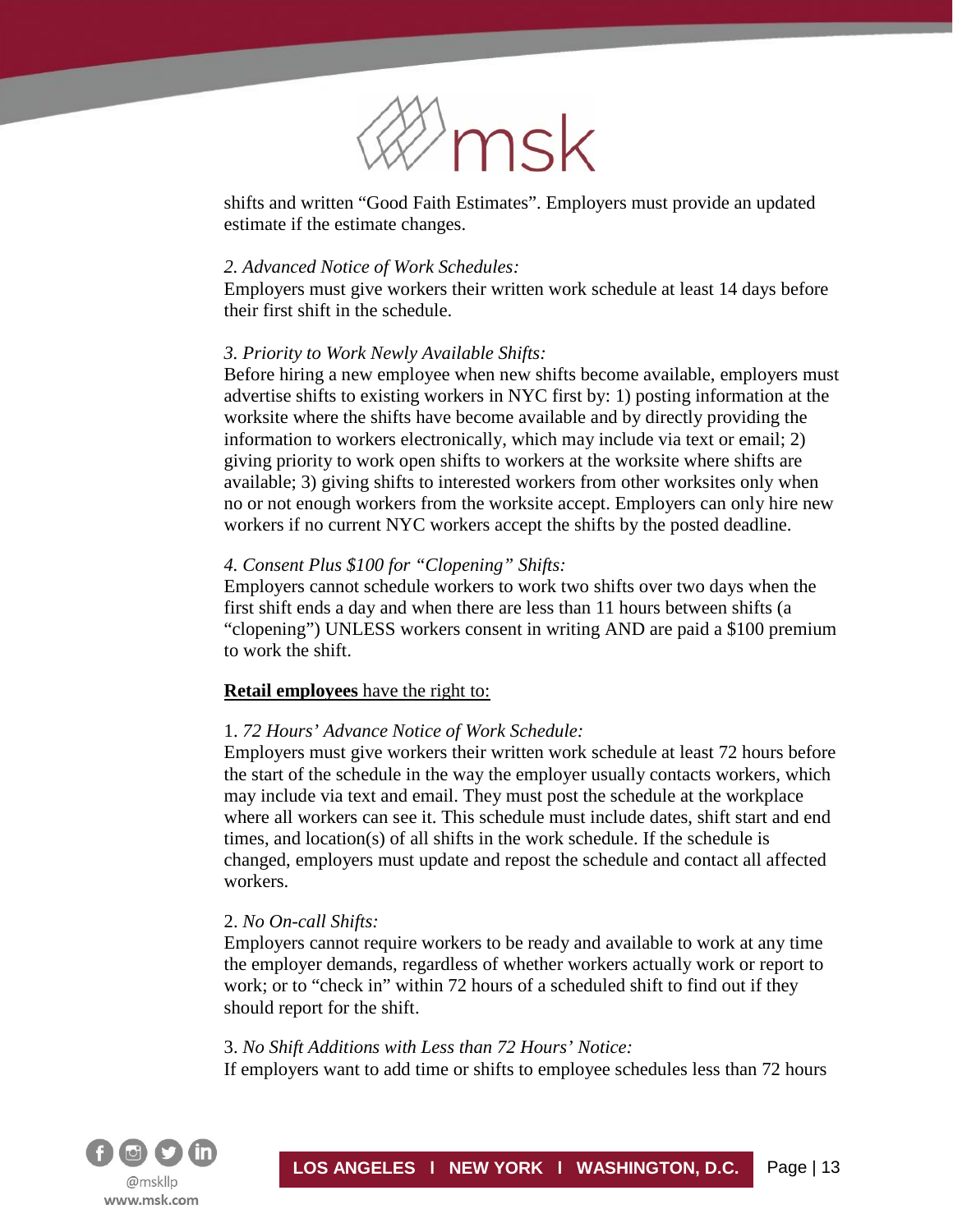shifts and written “Good Faith Estimates”. Employers must provide an updated estimate if the estimate changes.

*2. Advanced Notice of Work Schedules:*
Employers must give workers their written work schedule at least 14 days before their first shift in the schedule.

*3. Priority to Work Newly Available Shifts:*
Before hiring a new employee when new shifts become available, employers must advertise shifts to existing workers in NYC first by: 1) posting information at the worksite where the shifts have become available and by directly providing the information to workers electronically, which may include via text or email; 2) giving priority to work open shifts to workers at the worksite where shifts are available; 3) giving shifts to interested workers from other worksites only when no or not enough workers from the worksite accept. Employers can only hire new workers if no current NYC workers accept the shifts by the posted deadline.

*4. Consent Plus $100 for “Clopening” Shifts:*
Employers cannot schedule workers to work two shifts over two days when the first shift ends a day and when there are less than 11 hours between shifts (a “clopening”) UNLESS workers consent in writing AND are paid a $100 premium to work the shift.

<u>**Retail employees** have the right to:</u>

1. *72 Hours’ Advance Notice of Work Schedule:*
Employers must give workers their written work schedule at least 72 hours before the start of the schedule in the way the employer usually contacts workers, which may include via text and email. They must post the schedule at the workplace where all workers can see it. This schedule must include dates, shift start and end times, and location(s) of all shifts in the work schedule. If the schedule is changed, employers must update and repost the schedule and contact all affected workers.

2. *No On-call Shifts:*
Employers cannot require workers to be ready and available to work at any time the employer demands, regardless of whether workers actually work or report to work; or to “check in” within 72 hours of a scheduled shift to find out if they should report for the shift.

3. *No Shift Additions with Less than 72 Hours’ Notice:*
If employers want to add time or shifts to employee schedules less than 72 hours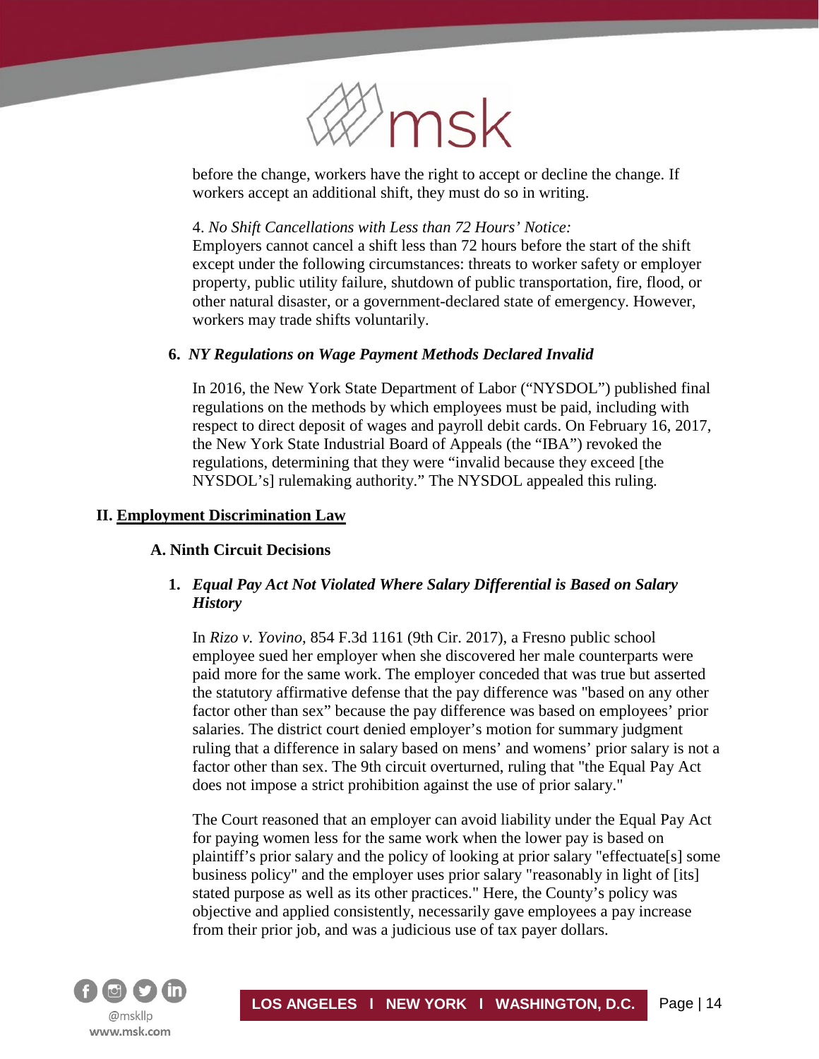before the change, workers have the right to accept or decline the change. If workers accept an additional shift, they must do so in writing.

4. *No Shift Cancellations with Less than 72 Hours' Notice:*
Employers cannot cancel a shift less than 72 hours before the start of the shift except under the following circumstances: threats to worker safety or employer property, public utility failure, shutdown of public transportation, fire, flood, or other natural disaster, or a government-declared state of emergency. However, workers may trade shifts voluntarily.

#### 6. *NY Regulations on Wage Payment Methods Declared Invalid*

In 2016, the New York State Department of Labor ("NYSDOL") published final regulations on the methods by which employees must be paid, including with respect to direct deposit of wages and payroll debit cards. On February 16, 2017, the New York State Industrial Board of Appeals (the "IBA") revoked the regulations, determining that they were "invalid because they exceed [the NYSDOL's] rulemaking authority." The NYSDOL appealed this ruling.

## II. Employment Discrimination Law

### A. Ninth Circuit Decisions

#### 1. *Equal Pay Act Not Violated Where Salary Differential is Based on Salary History*

In *Rizo v. Yovino*, 854 F.3d 1161 (9th Cir. 2017), a Fresno public school employee sued her employer when she discovered her male counterparts were paid more for the same work. The employer conceded that was true but asserted the statutory affirmative defense that the pay difference was "based on any other factor other than sex" because the pay difference was based on employees' prior salaries. The district court denied employer's motion for summary judgment ruling that a difference in salary based on mens' and womens' prior salary is not a factor other than sex. The 9th circuit overturned, ruling that "the Equal Pay Act does not impose a strict prohibition against the use of prior salary."

The Court reasoned that an employer can avoid liability under the Equal Pay Act for paying women less for the same work when the lower pay is based on plaintiff's prior salary and the policy of looking at prior salary "effectuate[s] some business policy" and the employer uses prior salary "reasonably in light of [its] stated purpose as well as its other practices." Here, the County's policy was objective and applied consistently, necessarily gave employees a pay increase from their prior job, and was a judicious use of tax payer dollars.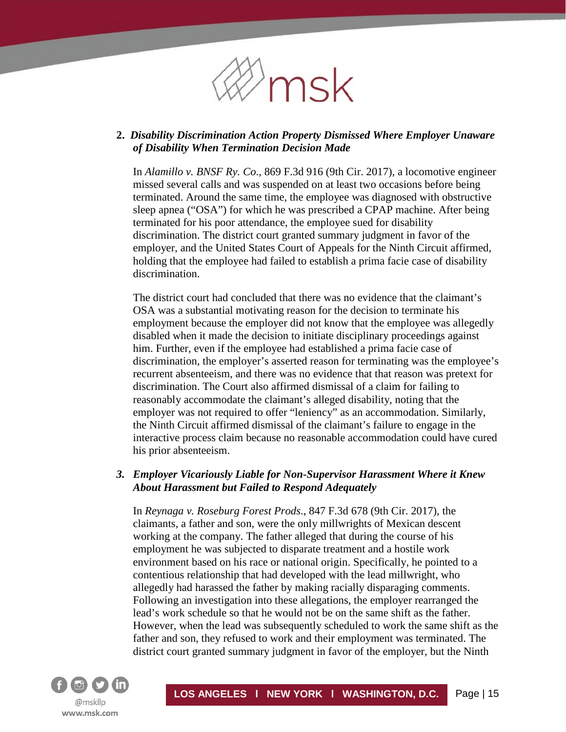2. ***Disability Discrimination Action Property Dismissed Where Employer Unaware of Disability When Termination Decision Made***

   In *Alamillo v. BNSF Ry. Co*., 869 F.3d 916 (9th Cir. 2017), a locomotive engineer missed several calls and was suspended on at least two occasions before being terminated. Around the same time, the employee was diagnosed with obstructive sleep apnea ("OSA") for which he was prescribed a CPAP machine. After being terminated for his poor attendance, the employee sued for disability discrimination. The district court granted summary judgment in favor of the employer, and the United States Court of Appeals for the Ninth Circuit affirmed, holding that the employee had failed to establish a prima facie case of disability discrimination.

   The district court had concluded that there was no evidence that the claimant's OSA was a substantial motivating reason for the decision to terminate his employment because the employer did not know that the employee was allegedly disabled when it made the decision to initiate disciplinary proceedings against him. Further, even if the employee had established a prima facie case of discrimination, the employer's asserted reason for terminating was the employee's recurrent absenteeism, and there was no evidence that that reason was pretext for discrimination. The Court also affirmed dismissal of a claim for failing to reasonably accommodate the claimant's alleged disability, noting that the employer was not required to offer "leniency" as an accommodation. Similarly, the Ninth Circuit affirmed dismissal of the claimant's failure to engage in the interactive process claim because no reasonable accommodation could have cured his prior absenteeism.

3. ***Employer Vicariously Liable for Non-Supervisor Harassment Where it Knew About Harassment but Failed to Respond Adequately***

   In *Reynaga v. Roseburg Forest Prods*., 847 F.3d 678 (9th Cir. 2017), the claimants, a father and son, were the only millwrights of Mexican descent working at the company. The father alleged that during the course of his employment he was subjected to disparate treatment and a hostile work environment based on his race or national origin. Specifically, he pointed to a contentious relationship that had developed with the lead millwright, who allegedly had harassed the father by making racially disparaging comments. Following an investigation into these allegations, the employer rearranged the lead's work schedule so that he would not be on the same shift as the father. However, when the lead was subsequently scheduled to work the same shift as the father and son, they refused to work and their employment was terminated. The district court granted summary judgment in favor of the employer, but the Ninth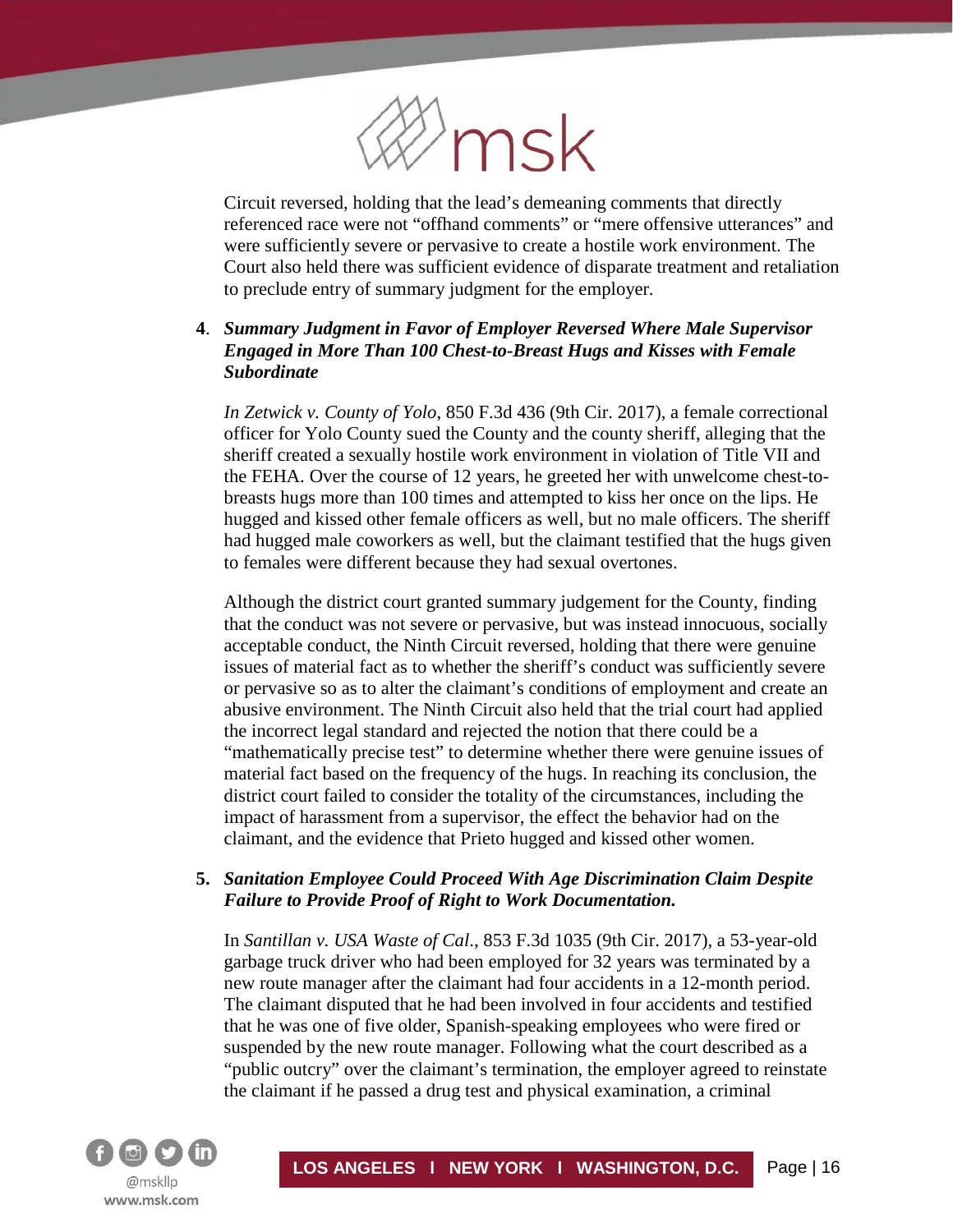Circuit reversed, holding that the lead's demeaning comments that directly referenced race were not "offhand comments" or "mere offensive utterances" and were sufficiently severe or pervasive to create a hostile work environment. The Court also held there was sufficient evidence of disparate treatment and retaliation to preclude entry of summary judgment for the employer.

**4**. ***Summary Judgment in Favor of Employer Reversed Where Male Supervisor Engaged in More Than 100 Chest-to-Breast Hugs and Kisses with Female Subordinate***

*In Zetwick v. County of Yolo*, 850 F.3d 436 (9th Cir. 2017), a female correctional officer for Yolo County sued the County and the county sheriff, alleging that the sheriff created a sexually hostile work environment in violation of Title VII and the FEHA. Over the course of 12 years, he greeted her with unwelcome chest-to-breasts hugs more than 100 times and attempted to kiss her once on the lips. He hugged and kissed other female officers as well, but no male officers. The sheriff had hugged male coworkers as well, but the claimant testified that the hugs given to females were different because they had sexual overtones.

Although the district court granted summary judgement for the County, finding that the conduct was not severe or pervasive, but was instead innocuous, socially acceptable conduct, the Ninth Circuit reversed, holding that there were genuine issues of material fact as to whether the sheriff's conduct was sufficiently severe or pervasive so as to alter the claimant's conditions of employment and create an abusive environment. The Ninth Circuit also held that the trial court had applied the incorrect legal standard and rejected the notion that there could be a "mathematically precise test" to determine whether there were genuine issues of material fact based on the frequency of the hugs. In reaching its conclusion, the district court failed to consider the totality of the circumstances, including the impact of harassment from a supervisor, the effect the behavior had on the claimant, and the evidence that Prieto hugged and kissed other women.

**5.** ***Sanitation Employee Could Proceed With Age Discrimination Claim Despite Failure to Provide Proof of Right to Work Documentation.***

In *Santillan v. USA Waste of Cal*., 853 F.3d 1035 (9th Cir. 2017), a 53-year-old garbage truck driver who had been employed for 32 years was terminated by a new route manager after the claimant had four accidents in a 12-month period. The claimant disputed that he had been involved in four accidents and testified that he was one of five older, Spanish-speaking employees who were fired or suspended by the new route manager. Following what the court described as a "public outcry" over the claimant's termination, the employer agreed to reinstate the claimant if he passed a drug test and physical examination, a criminal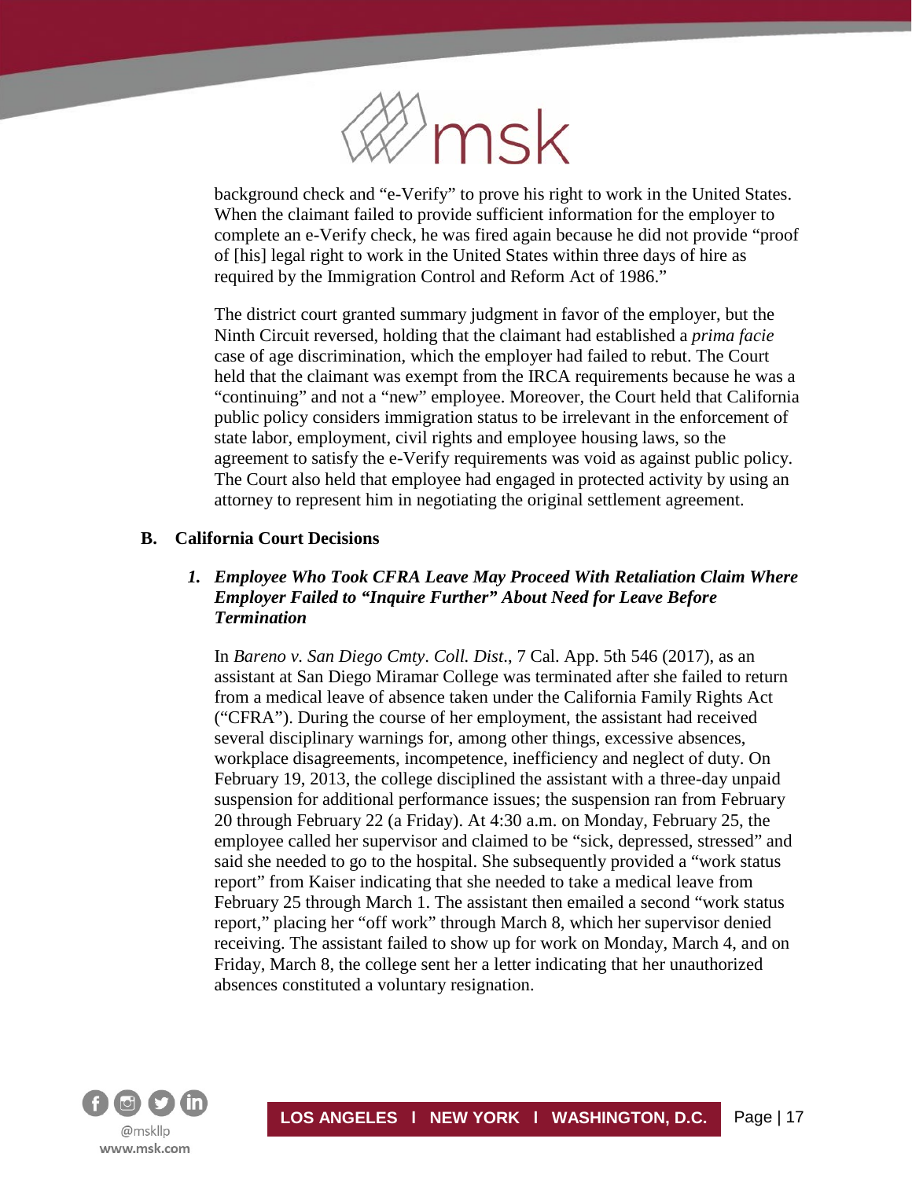background check and "e-Verify" to prove his right to work in the United States. When the claimant failed to provide sufficient information for the employer to complete an e-Verify check, he was fired again because he did not provide "proof of [his] legal right to work in the United States within three days of hire as required by the Immigration Control and Reform Act of 1986."

The district court granted summary judgment in favor of the employer, but the Ninth Circuit reversed, holding that the claimant had established a *prima facie* case of age discrimination, which the employer had failed to rebut. The Court held that the claimant was exempt from the IRCA requirements because he was a "continuing" and not a "new" employee. Moreover, the Court held that California public policy considers immigration status to be irrelevant in the enforcement of state labor, employment, civil rights and employee housing laws, so the agreement to satisfy the e-Verify requirements was void as against public policy. The Court also held that employee had engaged in protected activity by using an attorney to represent him in negotiating the original settlement agreement.

## B. California Court Decisions

### 1. *Employee Who Took CFRA Leave May Proceed With Retaliation Claim Where Employer Failed to "Inquire Further" About Need for Leave Before Termination*

In *Bareno v. San Diego Cmty. Coll. Dist.*, 7 Cal. App. 5th 546 (2017), as an assistant at San Diego Miramar College was terminated after she failed to return from a medical leave of absence taken under the California Family Rights Act ("CFRA"). During the course of her employment, the assistant had received several disciplinary warnings for, among other things, excessive absences, workplace disagreements, incompetence, inefficiency and neglect of duty. On February 19, 2013, the college disciplined the assistant with a three-day unpaid suspension for additional performance issues; the suspension ran from February 20 through February 22 (a Friday). At 4:30 a.m. on Monday, February 25, the employee called her supervisor and claimed to be "sick, depressed, stressed" and said she needed to go to the hospital. She subsequently provided a "work status report" from Kaiser indicating that she needed to take a medical leave from February 25 through March 1. The assistant then emailed a second "work status report," placing her "off work" through March 8, which her supervisor denied receiving. The assistant failed to show up for work on Monday, March 4, and on Friday, March 8, the college sent her a letter indicating that her unauthorized absences constituted a voluntary resignation.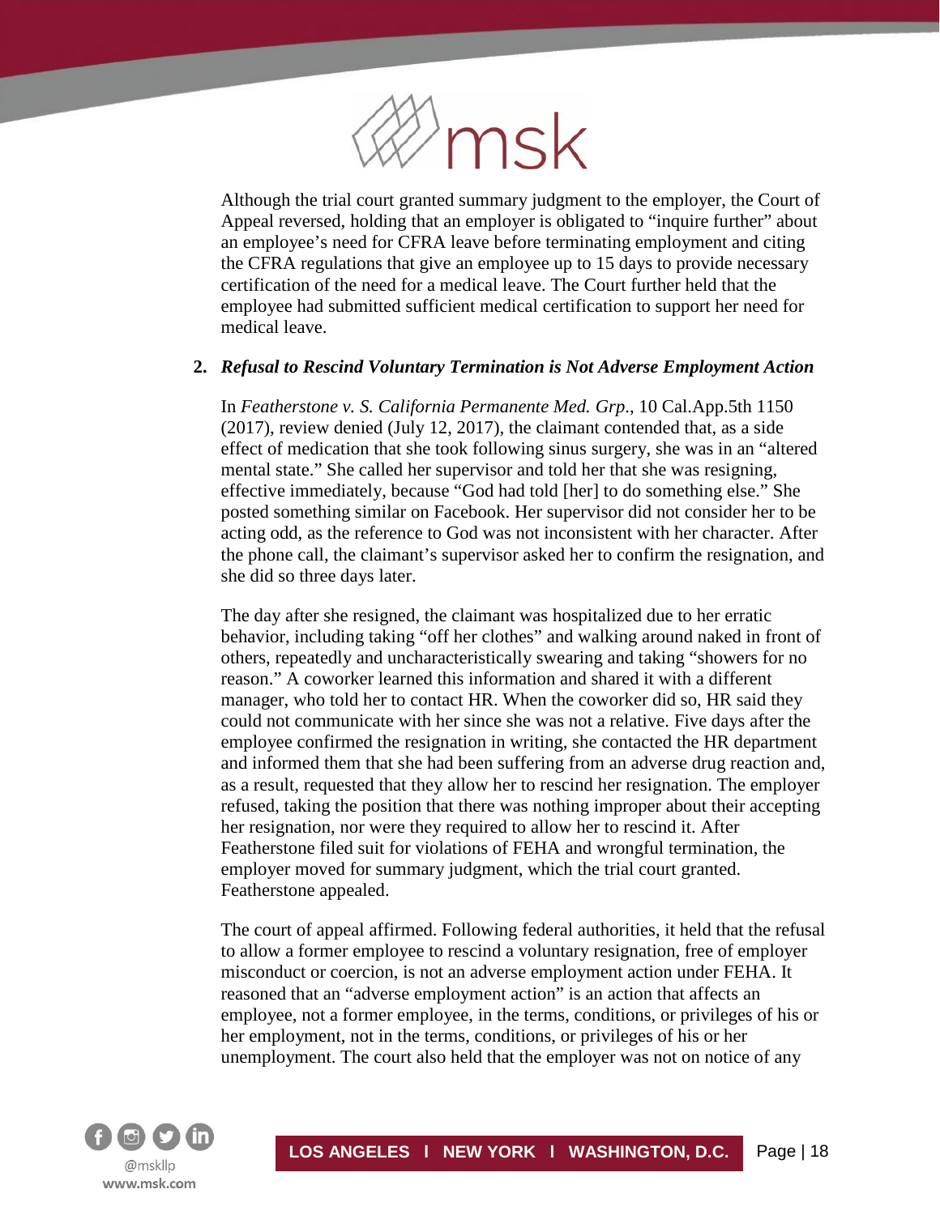Although the trial court granted summary judgment to the employer, the Court of Appeal reversed, holding that an employer is obligated to "inquire further" about an employee's need for CFRA leave before terminating employment and citing the CFRA regulations that give an employee up to 15 days to provide necessary certification of the need for a medical leave. The Court further held that the employee had submitted sufficient medical certification to support her need for medical leave.

**2. *Refusal to Rescind Voluntary Termination is Not Adverse Employment Action***

In *Featherstone v. S. California Permanente Med. Grp.*, 10 Cal.App.5th 1150 (2017), review denied (July 12, 2017), the claimant contended that, as a side effect of medication that she took following sinus surgery, she was in an "altered mental state." She called her supervisor and told her that she was resigning, effective immediately, because "God had told [her] to do something else." She posted something similar on Facebook. Her supervisor did not consider her to be acting odd, as the reference to God was not inconsistent with her character. After the phone call, the claimant's supervisor asked her to confirm the resignation, and she did so three days later.

The day after she resigned, the claimant was hospitalized due to her erratic behavior, including taking "off her clothes" and walking around naked in front of others, repeatedly and uncharacteristically swearing and taking "showers for no reason." A coworker learned this information and shared it with a different manager, who told her to contact HR. When the coworker did so, HR said they could not communicate with her since she was not a relative. Five days after the employee confirmed the resignation in writing, she contacted the HR department and informed them that she had been suffering from an adverse drug reaction and, as a result, requested that they allow her to rescind her resignation. The employer refused, taking the position that there was nothing improper about their accepting her resignation, nor were they required to allow her to rescind it. After Featherstone filed suit for violations of FEHA and wrongful termination, the employer moved for summary judgment, which the trial court granted. Featherstone appealed.

The court of appeal affirmed. Following federal authorities, it held that the refusal to allow a former employee to rescind a voluntary resignation, free of employer misconduct or coercion, is not an adverse employment action under FEHA. It reasoned that an "adverse employment action" is an action that affects an employee, not a former employee, in the terms, conditions, or privileges of his or her employment, not in the terms, conditions, or privileges of his or her unemployment. The court also held that the employer was not on notice of any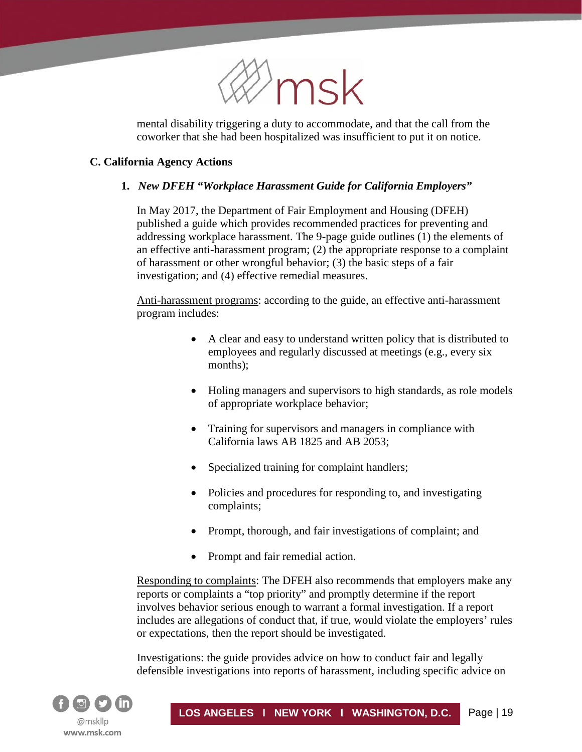mental disability triggering a duty to accommodate, and that the call from the coworker that she had been hospitalized was insufficient to put it on notice.

### C. California Agency Actions

#### 1. *New DFEH "Workplace Harassment Guide for California Employers"*

In May 2017, the Department of Fair Employment and Housing (DFEH) published a guide which provides recommended practices for preventing and addressing workplace harassment. The 9-page guide outlines (1) the elements of an effective anti-harassment program; (2) the appropriate response to a complaint of harassment or other wrongful behavior; (3) the basic steps of a fair investigation; and (4) effective remedial measures.

<u>Anti-harassment programs</u>: according to the guide, an effective anti-harassment program includes:

- A clear and easy to understand written policy that is distributed to employees and regularly discussed at meetings (e.g., every six months);
- Holing managers and supervisors to high standards, as role models of appropriate workplace behavior;
- Training for supervisors and managers in compliance with California laws AB 1825 and AB 2053;
- Specialized training for complaint handlers;
- Policies and procedures for responding to, and investigating complaints;
- Prompt, thorough, and fair investigations of complaint; and
- Prompt and fair remedial action.

<u>Responding to complaints</u>: The DFEH also recommends that employers make any reports or complaints a "top priority" and promptly determine if the report involves behavior serious enough to warrant a formal investigation. If a report includes are allegations of conduct that, if true, would violate the employers' rules or expectations, then the report should be investigated.

<u>Investigations</u>: the guide provides advice on how to conduct fair and legally defensible investigations into reports of harassment, including specific advice on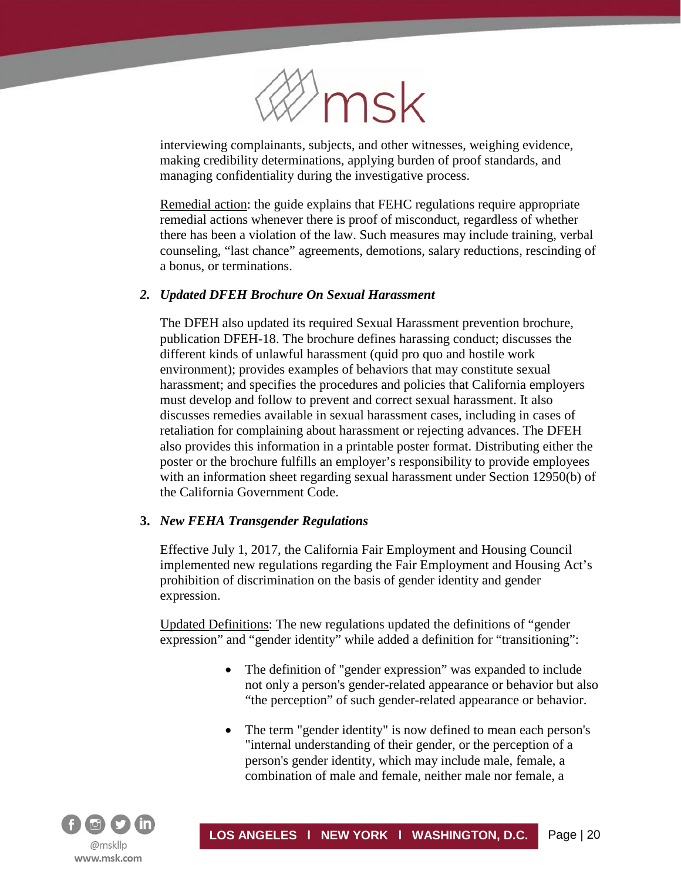interviewing complainants, subjects, and other witnesses, weighing evidence, making credibility determinations, applying burden of proof standards, and managing confidentiality during the investigative process.

Remedial action: the guide explains that FEHC regulations require appropriate remedial actions whenever there is proof of misconduct, regardless of whether there has been a violation of the law. Such measures may include training, verbal counseling, "last chance" agreements, demotions, salary reductions, rescinding of a bonus, or terminations.

### *2. Updated DFEH Brochure On Sexual Harassment*

The DFEH also updated its required Sexual Harassment prevention brochure, publication DFEH-18. The brochure defines harassing conduct; discusses the different kinds of unlawful harassment (quid pro quo and hostile work environment); provides examples of behaviors that may constitute sexual harassment; and specifies the procedures and policies that California employers must develop and follow to prevent and correct sexual harassment. It also discusses remedies available in sexual harassment cases, including in cases of retaliation for complaining about harassment or rejecting advances. The DFEH also provides this information in a printable poster format. Distributing either the poster or the brochure fulfills an employer's responsibility to provide employees with an information sheet regarding sexual harassment under Section 12950(b) of the California Government Code.

### **3.** *New FEHA Transgender Regulations*

Effective July 1, 2017, the California Fair Employment and Housing Council implemented new regulations regarding the Fair Employment and Housing Act's prohibition of discrimination on the basis of gender identity and gender expression.

Updated Definitions: The new regulations updated the definitions of "gender expression" and "gender identity" while added a definition for "transitioning":

- The definition of "gender expression" was expanded to include not only a person's gender-related appearance or behavior but also "the perception" of such gender-related appearance or behavior.
- The term "gender identity" is now defined to mean each person's "internal understanding of their gender, or the perception of a person's gender identity, which may include male, female, a combination of male and female, neither male nor female, a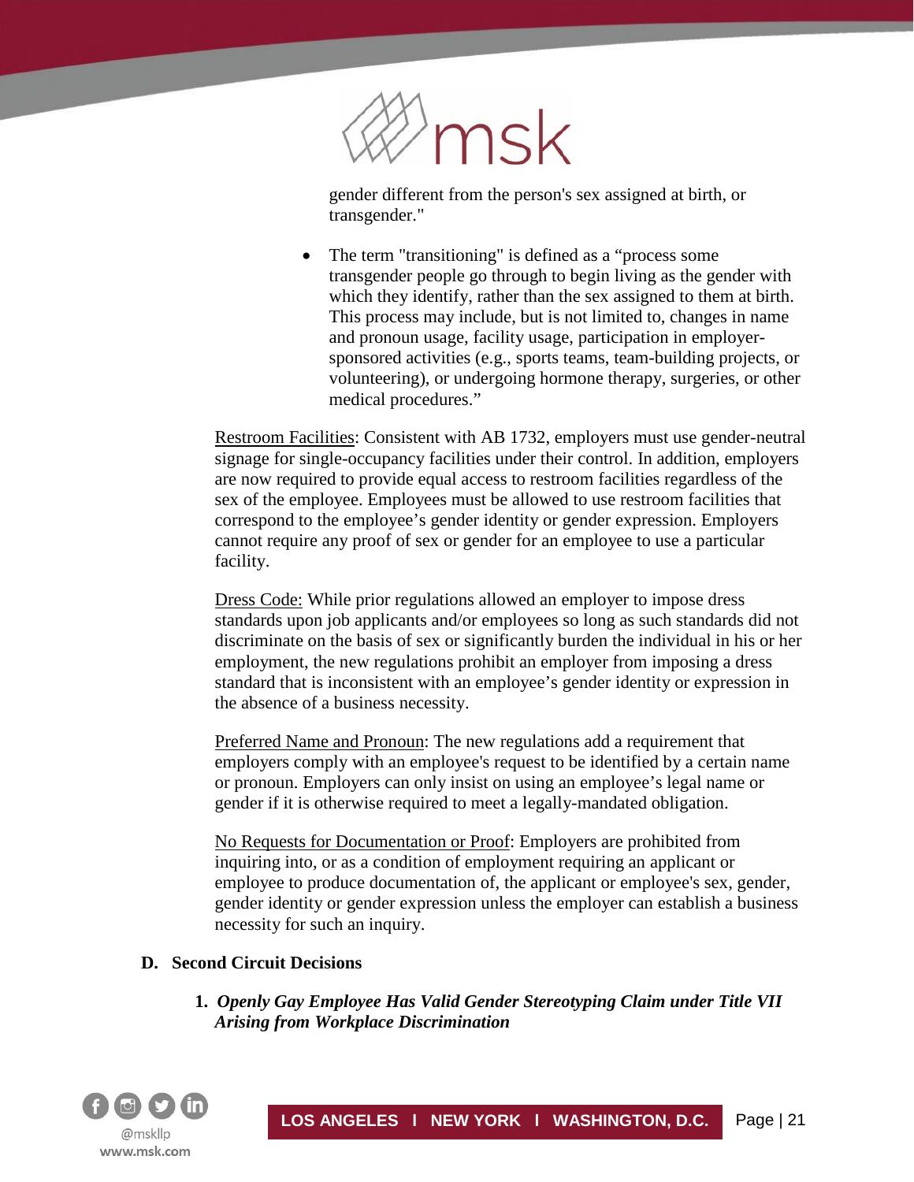gender different from the person's sex assigned at birth, or transgender."

- The term "transitioning" is defined as a “process some transgender people go through to begin living as the gender with which they identify, rather than the sex assigned to them at birth. This process may include, but is not limited to, changes in name and pronoun usage, facility usage, participation in employer-sponsored activities (e.g., sports teams, team-building projects, or volunteering), or undergoing hormone therapy, surgeries, or other medical procedures.”

Restroom Facilities: Consistent with AB 1732, employers must use gender-neutral signage for single-occupancy facilities under their control. In addition, employers are now required to provide equal access to restroom facilities regardless of the sex of the employee. Employees must be allowed to use restroom facilities that correspond to the employee’s gender identity or gender expression. Employers cannot require any proof of sex or gender for an employee to use a particular facility.

Dress Code: While prior regulations allowed an employer to impose dress standards upon job applicants and/or employees so long as such standards did not discriminate on the basis of sex or significantly burden the individual in his or her employment, the new regulations prohibit an employer from imposing a dress standard that is inconsistent with an employee’s gender identity or expression in the absence of a business necessity.

Preferred Name and Pronoun: The new regulations add a requirement that employers comply with an employee's request to be identified by a certain name or pronoun. Employers can only insist on using an employee’s legal name or gender if it is otherwise required to meet a legally-mandated obligation.

No Requests for Documentation or Proof: Employers are prohibited from inquiring into, or as a condition of employment requiring an applicant or employee to produce documentation of, the applicant or employee's sex, gender, gender identity or gender expression unless the employer can establish a business necessity for such an inquiry.

### D. Second Circuit Decisions

#### 1. *Openly Gay Employee Has Valid Gender Stereotyping Claim under Title VII Arising from Workplace Discrimination*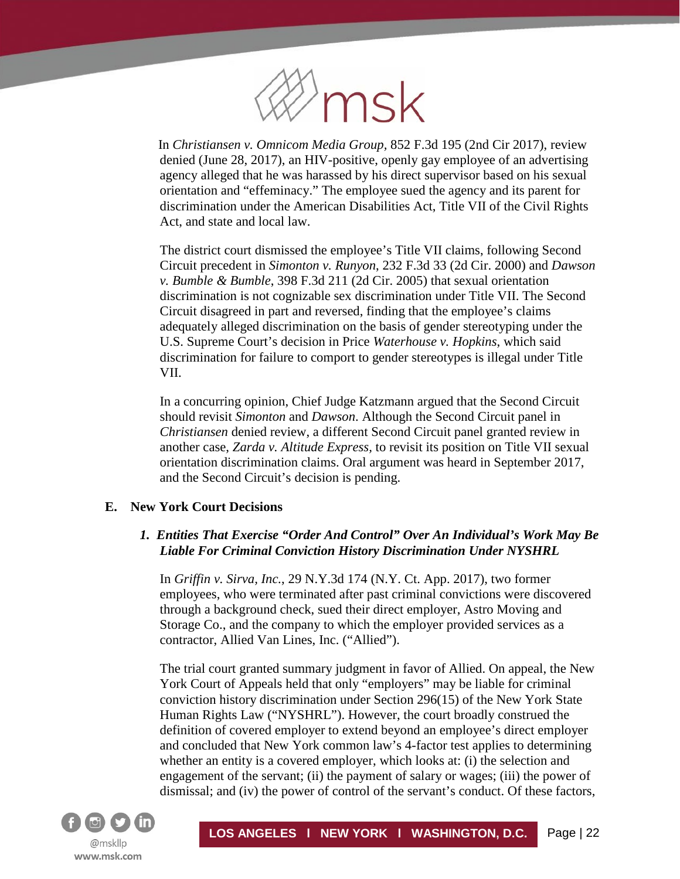In *Christiansen v. Omnicom Media Group,* 852 F.3d 195 (2nd Cir 2017), review denied (June 28, 2017), an HIV-positive, openly gay employee of an advertising agency alleged that he was harassed by his direct supervisor based on his sexual orientation and "effeminacy." The employee sued the agency and its parent for discrimination under the American Disabilities Act, Title VII of the Civil Rights Act, and state and local law.

The district court dismissed the employee's Title VII claims, following Second Circuit precedent in *Simonton v. Runyon*, 232 F.3d 33 (2d Cir. 2000) and *Dawson v. Bumble & Bumble*, 398 F.3d 211 (2d Cir. 2005) that sexual orientation discrimination is not cognizable sex discrimination under Title VII. The Second Circuit disagreed in part and reversed, finding that the employee's claims adequately alleged discrimination on the basis of gender stereotyping under the U.S. Supreme Court's decision in Price *Waterhouse v. Hopkins*, which said discrimination for failure to comport to gender stereotypes is illegal under Title VII.

In a concurring opinion, Chief Judge Katzmann argued that the Second Circuit should revisit *Simonton* and *Dawson*. Although the Second Circuit panel in *Christiansen* denied review, a different Second Circuit panel granted review in another case, *Zarda v. Altitude Express,* to revisit its position on Title VII sexual orientation discrimination claims. Oral argument was heard in September 2017, and the Second Circuit's decision is pending.

## E. New York Court Decisions

### *1. Entities That Exercise "Order And Control" Over An Individual's Work May Be Liable For Criminal Conviction History Discrimination Under NYSHRL*

In *Griffin v. Sirva, Inc.*, 29 N.Y.3d 174 (N.Y. Ct. App. 2017), two former employees, who were terminated after past criminal convictions were discovered through a background check, sued their direct employer, Astro Moving and Storage Co., and the company to which the employer provided services as a contractor, Allied Van Lines, Inc. ("Allied").

The trial court granted summary judgment in favor of Allied. On appeal, the New York Court of Appeals held that only "employers" may be liable for criminal conviction history discrimination under Section 296(15) of the New York State Human Rights Law ("NYSHRL"). However, the court broadly construed the definition of covered employer to extend beyond an employee's direct employer and concluded that New York common law's 4-factor test applies to determining whether an entity is a covered employer, which looks at: (i) the selection and engagement of the servant; (ii) the payment of salary or wages; (iii) the power of dismissal; and (iv) the power of control of the servant's conduct. Of these factors,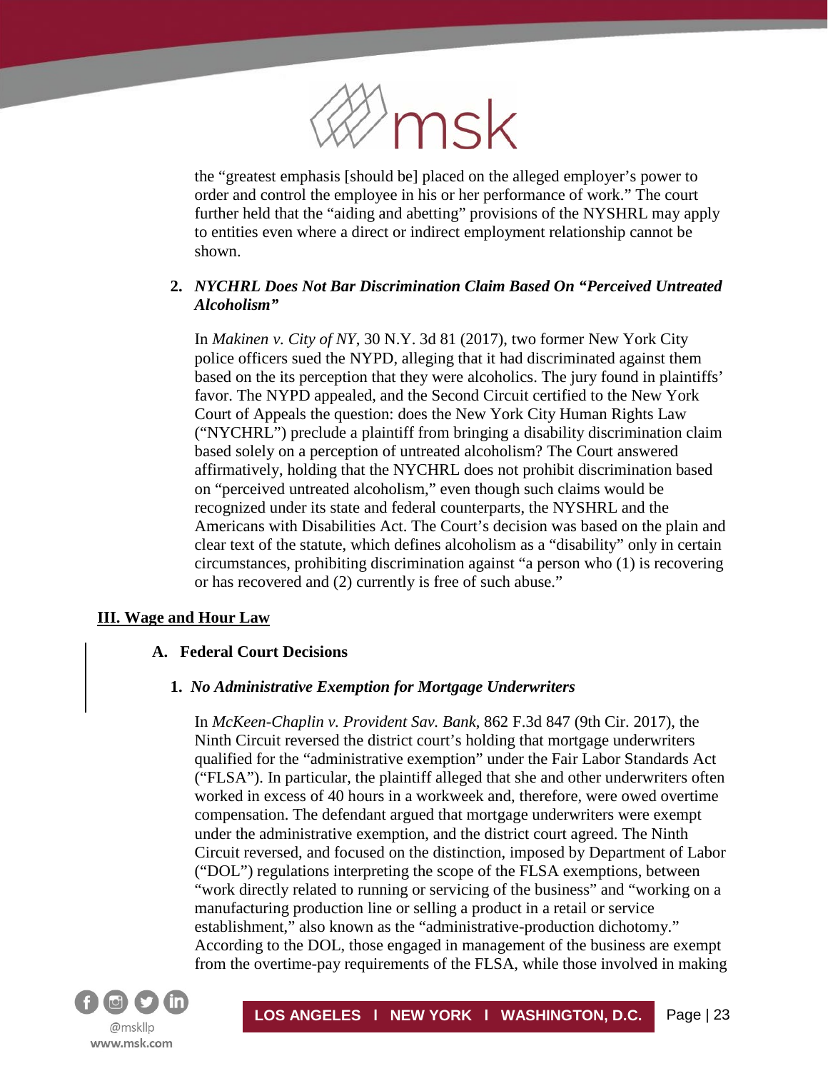the "greatest emphasis [should be] placed on the alleged employer's power to order and control the employee in his or her performance of work." The court further held that the "aiding and abetting" provisions of the NYSHRL may apply to entities even where a direct or indirect employment relationship cannot be shown.

**2. *NYCHRL Does Not Bar Discrimination Claim Based On "Perceived Untreated Alcoholism"***

In *Makinen v. City of NY*, 30 N.Y. 3d 81 (2017), two former New York City police officers sued the NYPD, alleging that it had discriminated against them based on the its perception that they were alcoholics. The jury found in plaintiffs' favor. The NYPD appealed, and the Second Circuit certified to the New York Court of Appeals the question: does the New York City Human Rights Law ("NYCHRL") preclude a plaintiff from bringing a disability discrimination claim based solely on a perception of untreated alcoholism? The Court answered affirmatively, holding that the NYCHRL does not prohibit discrimination based on "perceived untreated alcoholism," even though such claims would be recognized under its state and federal counterparts, the NYSHRL and the Americans with Disabilities Act. The Court's decision was based on the plain and clear text of the statute, which defines alcoholism as a "disability" only in certain circumstances, prohibiting discrimination against "a person who (1) is recovering or has recovered and (2) currently is free of such abuse."

## III. Wage and Hour Law

### A. Federal Court Decisions

**1. *No Administrative Exemption for Mortgage Underwriters***

In *McKeen-Chaplin v. Provident Sav. Bank*, 862 F.3d 847 (9th Cir. 2017), the Ninth Circuit reversed the district court's holding that mortgage underwriters qualified for the "administrative exemption" under the Fair Labor Standards Act ("FLSA"). In particular, the plaintiff alleged that she and other underwriters often worked in excess of 40 hours in a workweek and, therefore, were owed overtime compensation. The defendant argued that mortgage underwriters were exempt under the administrative exemption, and the district court agreed. The Ninth Circuit reversed, and focused on the distinction, imposed by Department of Labor ("DOL") regulations interpreting the scope of the FLSA exemptions, between "work directly related to running or servicing of the business" and "working on a manufacturing production line or selling a product in a retail or service establishment," also known as the "administrative-production dichotomy." According to the DOL, those engaged in management of the business are exempt from the overtime-pay requirements of the FLSA, while those involved in making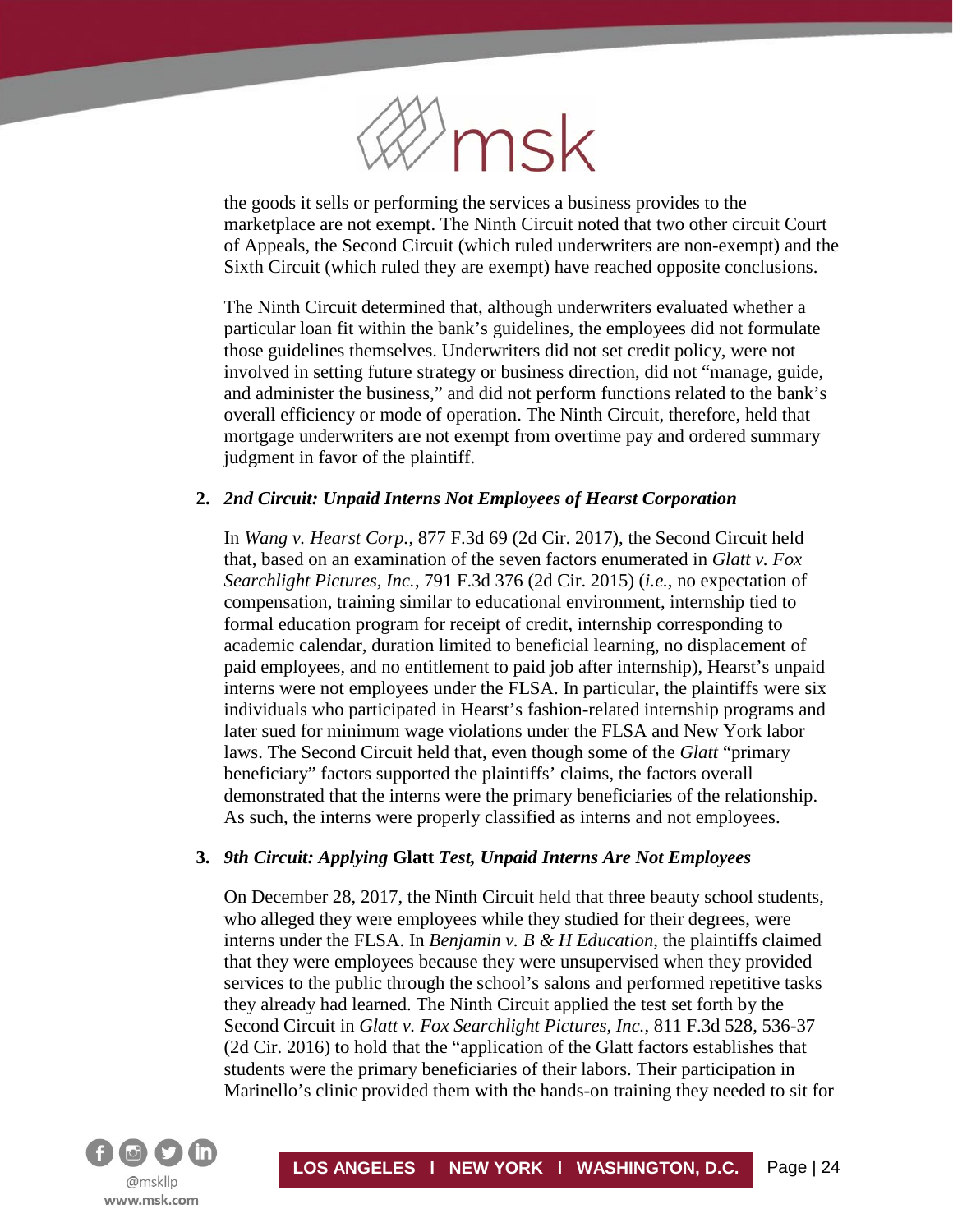the goods it sells or performing the services a business provides to the marketplace are not exempt. The Ninth Circuit noted that two other circuit Court of Appeals, the Second Circuit (which ruled underwriters are non-exempt) and the Sixth Circuit (which ruled they are exempt) have reached opposite conclusions.

The Ninth Circuit determined that, although underwriters evaluated whether a particular loan fit within the bank's guidelines, the employees did not formulate those guidelines themselves. Underwriters did not set credit policy, were not involved in setting future strategy or business direction, did not "manage, guide, and administer the business," and did not perform functions related to the bank's overall efficiency or mode of operation. The Ninth Circuit, therefore, held that mortgage underwriters are not exempt from overtime pay and ordered summary judgment in favor of the plaintiff.

2. ***2nd Circuit: Unpaid Interns Not Employees of Hearst Corporation***

In *Wang v. Hearst Corp.*, 877 F.3d 69 (2d Cir. 2017), the Second Circuit held that, based on an examination of the seven factors enumerated in *Glatt v. Fox Searchlight Pictures, Inc.*, 791 F.3d 376 (2d Cir. 2015) (*i.e.*, no expectation of compensation, training similar to educational environment, internship tied to formal education program for receipt of credit, internship corresponding to academic calendar, duration limited to beneficial learning, no displacement of paid employees, and no entitlement to paid job after internship), Hearst's unpaid interns were not employees under the FLSA. In particular, the plaintiffs were six individuals who participated in Hearst's fashion-related internship programs and later sued for minimum wage violations under the FLSA and New York labor laws. The Second Circuit held that, even though some of the *Glatt* "primary beneficiary" factors supported the plaintiffs' claims, the factors overall demonstrated that the interns were the primary beneficiaries of the relationship. As such, the interns were properly classified as interns and not employees.

3. ***9th Circuit: Applying* Glatt *Test, Unpaid Interns Are Not Employees***

On December 28, 2017, the Ninth Circuit held that three beauty school students, who alleged they were employees while they studied for their degrees, were interns under the FLSA. In *Benjamin v. B & H Education*, the plaintiffs claimed that they were employees because they were unsupervised when they provided services to the public through the school's salons and performed repetitive tasks they already had learned. The Ninth Circuit applied the test set forth by the Second Circuit in *Glatt v. Fox Searchlight Pictures, Inc.*, 811 F.3d 528, 536-37 (2d Cir. 2016) to hold that the "application of the Glatt factors establishes that students were the primary beneficiaries of their labors. Their participation in Marinello's clinic provided them with the hands-on training they needed to sit for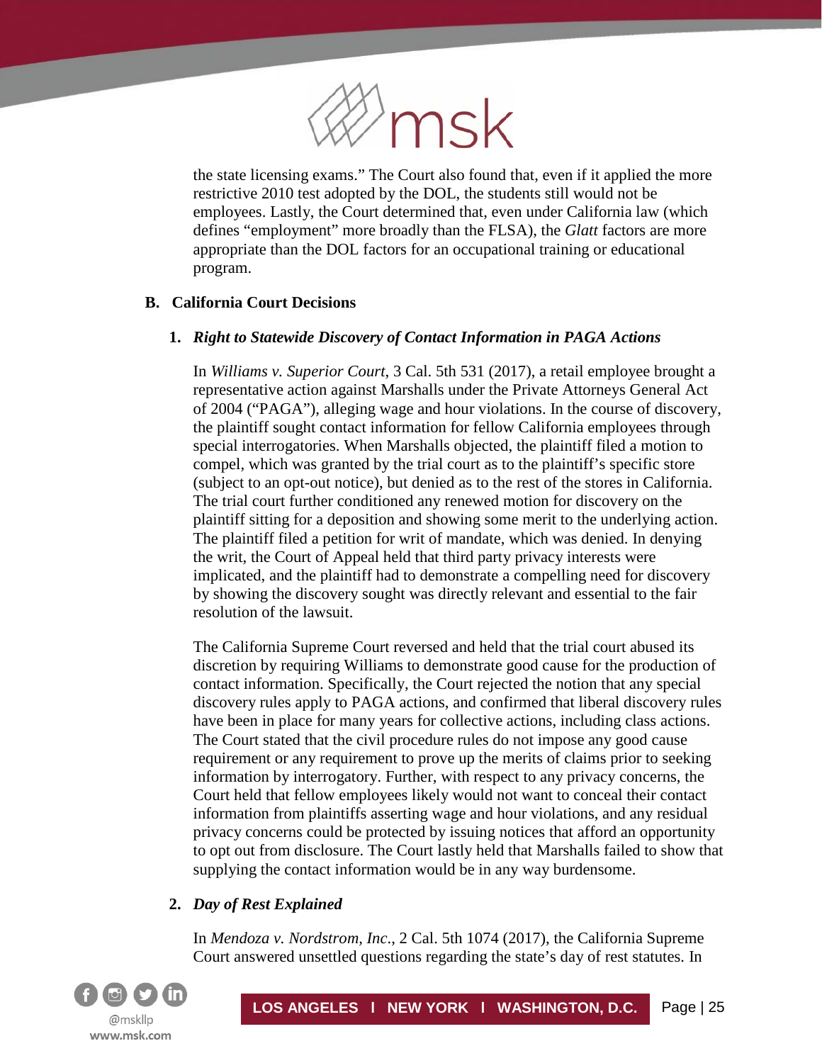the state licensing exams." The Court also found that, even if it applied the more restrictive 2010 test adopted by the DOL, the students still would not be employees. Lastly, the Court determined that, even under California law (which defines "employment" more broadly than the FLSA), the *Glatt* factors are more appropriate than the DOL factors for an occupational training or educational program.

### B. California Court Decisions

#### 1. *Right to Statewide Discovery of Contact Information in PAGA Actions*

In *Williams v. Superior Court*, 3 Cal. 5th 531 (2017), a retail employee brought a representative action against Marshalls under the Private Attorneys General Act of 2004 ("PAGA"), alleging wage and hour violations. In the course of discovery, the plaintiff sought contact information for fellow California employees through special interrogatories. When Marshalls objected, the plaintiff filed a motion to compel, which was granted by the trial court as to the plaintiff's specific store (subject to an opt-out notice), but denied as to the rest of the stores in California. The trial court further conditioned any renewed motion for discovery on the plaintiff sitting for a deposition and showing some merit to the underlying action. The plaintiff filed a petition for writ of mandate, which was denied. In denying the writ, the Court of Appeal held that third party privacy interests were implicated, and the plaintiff had to demonstrate a compelling need for discovery by showing the discovery sought was directly relevant and essential to the fair resolution of the lawsuit.

The California Supreme Court reversed and held that the trial court abused its discretion by requiring Williams to demonstrate good cause for the production of contact information. Specifically, the Court rejected the notion that any special discovery rules apply to PAGA actions, and confirmed that liberal discovery rules have been in place for many years for collective actions, including class actions. The Court stated that the civil procedure rules do not impose any good cause requirement or any requirement to prove up the merits of claims prior to seeking information by interrogatory. Further, with respect to any privacy concerns, the Court held that fellow employees likely would not want to conceal their contact information from plaintiffs asserting wage and hour violations, and any residual privacy concerns could be protected by issuing notices that afford an opportunity to opt out from disclosure. The Court lastly held that Marshalls failed to show that supplying the contact information would be in any way burdensome.

#### 2. *Day of Rest Explained*

In *Mendoza v. Nordstrom, Inc.*, 2 Cal. 5th 1074 (2017), the California Supreme Court answered unsettled questions regarding the state's day of rest statutes. In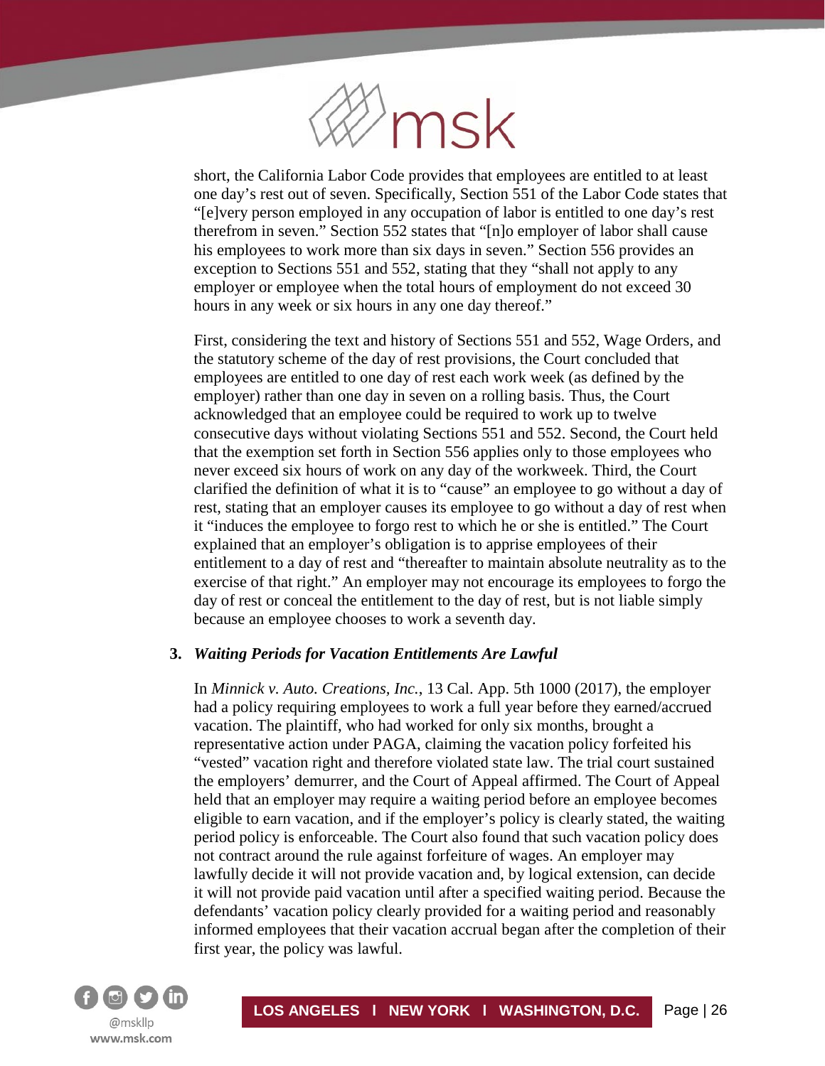short, the California Labor Code provides that employees are entitled to at least one day's rest out of seven. Specifically, Section 551 of the Labor Code states that "[e]very person employed in any occupation of labor is entitled to one day's rest therefrom in seven." Section 552 states that "[n]o employer of labor shall cause his employees to work more than six days in seven." Section 556 provides an exception to Sections 551 and 552, stating that they "shall not apply to any employer or employee when the total hours of employment do not exceed 30 hours in any week or six hours in any one day thereof."

First, considering the text and history of Sections 551 and 552, Wage Orders, and the statutory scheme of the day of rest provisions, the Court concluded that employees are entitled to one day of rest each work week (as defined by the employer) rather than one day in seven on a rolling basis. Thus, the Court acknowledged that an employee could be required to work up to twelve consecutive days without violating Sections 551 and 552. Second, the Court held that the exemption set forth in Section 556 applies only to those employees who never exceed six hours of work on any day of the workweek. Third, the Court clarified the definition of what it is to "cause" an employee to go without a day of rest, stating that an employer causes its employee to go without a day of rest when it "induces the employee to forgo rest to which he or she is entitled." The Court explained that an employer's obligation is to apprise employees of their entitlement to a day of rest and "thereafter to maintain absolute neutrality as to the exercise of that right." An employer may not encourage its employees to forgo the day of rest or conceal the entitlement to the day of rest, but is not liable simply because an employee chooses to work a seventh day.

### 3. *Waiting Periods for Vacation Entitlements Are Lawful*

In *Minnick v. Auto. Creations, Inc.*, 13 Cal. App. 5th 1000 (2017), the employer had a policy requiring employees to work a full year before they earned/accrued vacation. The plaintiff, who had worked for only six months, brought a representative action under PAGA, claiming the vacation policy forfeited his "vested" vacation right and therefore violated state law. The trial court sustained the employers' demurrer, and the Court of Appeal affirmed. The Court of Appeal held that an employer may require a waiting period before an employee becomes eligible to earn vacation, and if the employer's policy is clearly stated, the waiting period policy is enforceable. The Court also found that such vacation policy does not contract around the rule against forfeiture of wages. An employer may lawfully decide it will not provide vacation and, by logical extension, can decide it will not provide paid vacation until after a specified waiting period. Because the defendants' vacation policy clearly provided for a waiting period and reasonably informed employees that their vacation accrual began after the completion of their first year, the policy was lawful.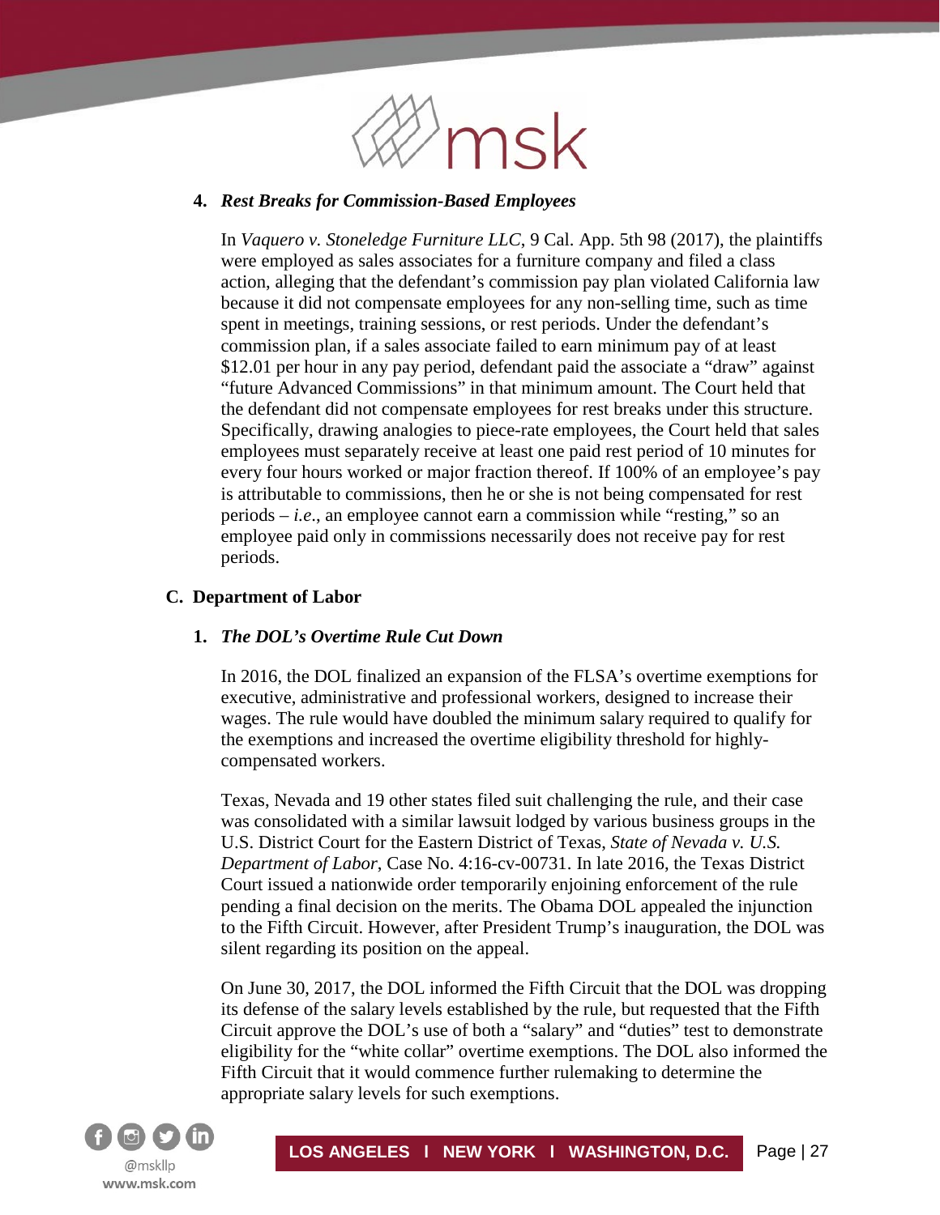**4. *Rest Breaks for Commission-Based Employees***

In *Vaquero v. Stoneledge Furniture LLC*, 9 Cal. App. 5th 98 (2017), the plaintiffs were employed as sales associates for a furniture company and filed a class action, alleging that the defendant's commission pay plan violated California law because it did not compensate employees for any non-selling time, such as time spent in meetings, training sessions, or rest periods. Under the defendant's commission plan, if a sales associate failed to earn minimum pay of at least $12.01 per hour in any pay period, defendant paid the associate a "draw" against "future Advanced Commissions" in that minimum amount. The Court held that the defendant did not compensate employees for rest breaks under this structure. Specifically, drawing analogies to piece-rate employees, the Court held that sales employees must separately receive at least one paid rest period of 10 minutes for every four hours worked or major fraction thereof. If 100% of an employee's pay is attributable to commissions, then he or she is not being compensated for rest periods – *i.e.*, an employee cannot earn a commission while "resting," so an employee paid only in commissions necessarily does not receive pay for rest periods.

## C. Department of Labor

**1. *The DOL's Overtime Rule Cut Down***

In 2016, the DOL finalized an expansion of the FLSA's overtime exemptions for executive, administrative and professional workers, designed to increase their wages. The rule would have doubled the minimum salary required to qualify for the exemptions and increased the overtime eligibility threshold for highly-compensated workers.

Texas, Nevada and 19 other states filed suit challenging the rule, and their case was consolidated with a similar lawsuit lodged by various business groups in the U.S. District Court for the Eastern District of Texas, *State of Nevada v. U.S. Department of Labor*, Case No. 4:16-cv-00731. In late 2016, the Texas District Court issued a nationwide order temporarily enjoining enforcement of the rule pending a final decision on the merits. The Obama DOL appealed the injunction to the Fifth Circuit. However, after President Trump's inauguration, the DOL was silent regarding its position on the appeal.

On June 30, 2017, the DOL informed the Fifth Circuit that the DOL was dropping its defense of the salary levels established by the rule, but requested that the Fifth Circuit approve the DOL's use of both a "salary" and "duties" test to demonstrate eligibility for the "white collar" overtime exemptions. The DOL also informed the Fifth Circuit that it would commence further rulemaking to determine the appropriate salary levels for such exemptions.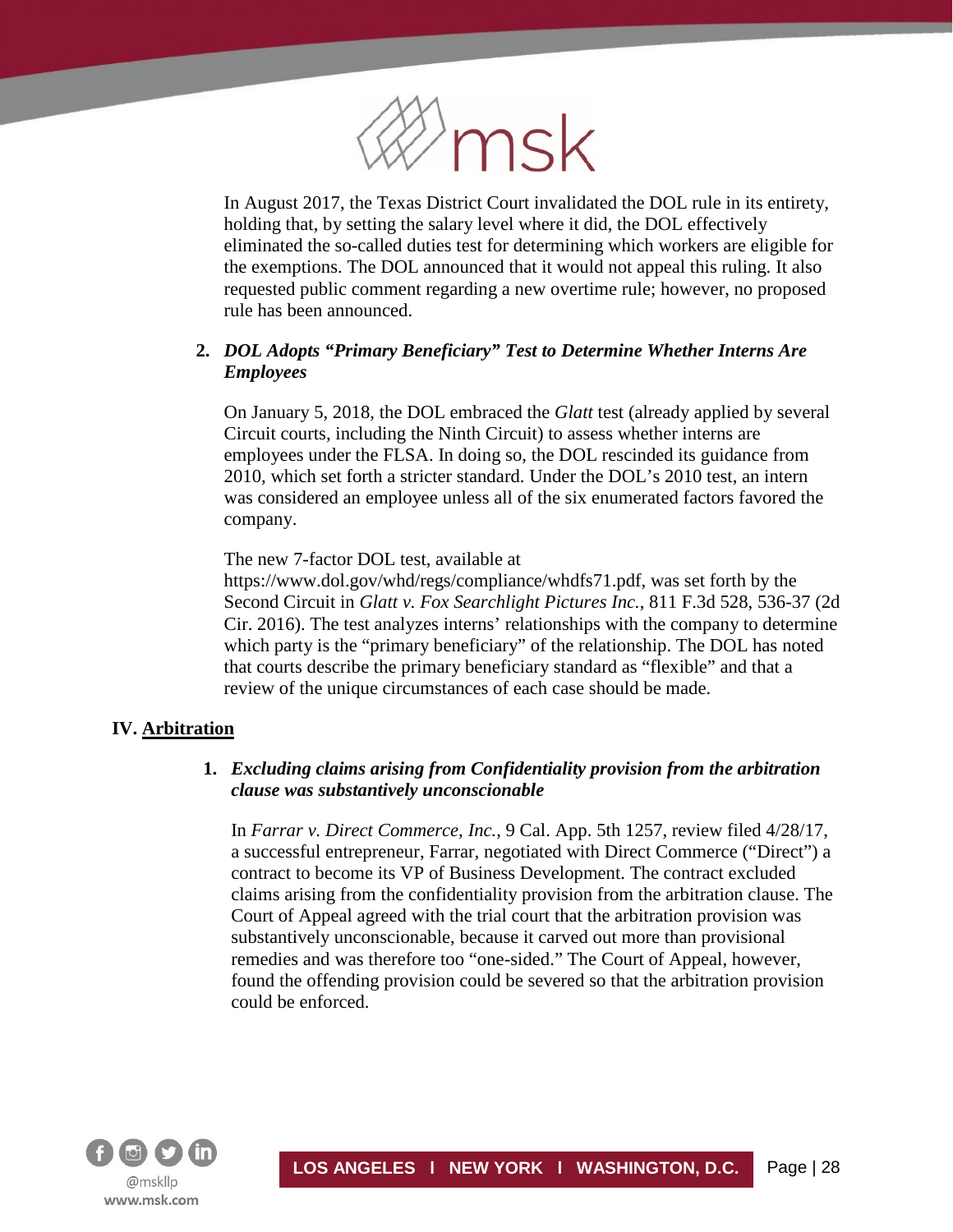In August 2017, the Texas District Court invalidated the DOL rule in its entirety, holding that, by setting the salary level where it did, the DOL effectively eliminated the so-called duties test for determining which workers are eligible for the exemptions. The DOL announced that it would not appeal this ruling. It also requested public comment regarding a new overtime rule; however, no proposed rule has been announced.

2. ***DOL Adopts "Primary Beneficiary" Test to Determine Whether Interns Are Employees***

On January 5, 2018, the DOL embraced the *Glatt* test (already applied by several Circuit courts, including the Ninth Circuit) to assess whether interns are employees under the FLSA. In doing so, the DOL rescinded its guidance from 2010, which set forth a stricter standard. Under the DOL's 2010 test, an intern was considered an employee unless all of the six enumerated factors favored the company.

The new 7-factor DOL test, available at https://www.dol.gov/whd/regs/compliance/whdfs71.pdf, was set forth by the Second Circuit in *Glatt v. Fox Searchlight Pictures Inc.*, 811 F.3d 528, 536-37 (2d Cir. 2016). The test analyzes interns' relationships with the company to determine which party is the "primary beneficiary" of the relationship. The DOL has noted that courts describe the primary beneficiary standard as "flexible" and that a review of the unique circumstances of each case should be made.

## IV. <u>Arbitration</u>

1. ***Excluding claims arising from Confidentiality provision from the arbitration clause was substantively unconscionable***

In *Farrar v. Direct Commerce, Inc.*, 9 Cal. App. 5th 1257, review filed 4/28/17, a successful entrepreneur, Farrar, negotiated with Direct Commerce ("Direct") a contract to become its VP of Business Development. The contract excluded claims arising from the confidentiality provision from the arbitration clause. The Court of Appeal agreed with the trial court that the arbitration provision was substantively unconscionable, because it carved out more than provisional remedies and was therefore too "one-sided." The Court of Appeal, however, found the offending provision could be severed so that the arbitration provision could be enforced.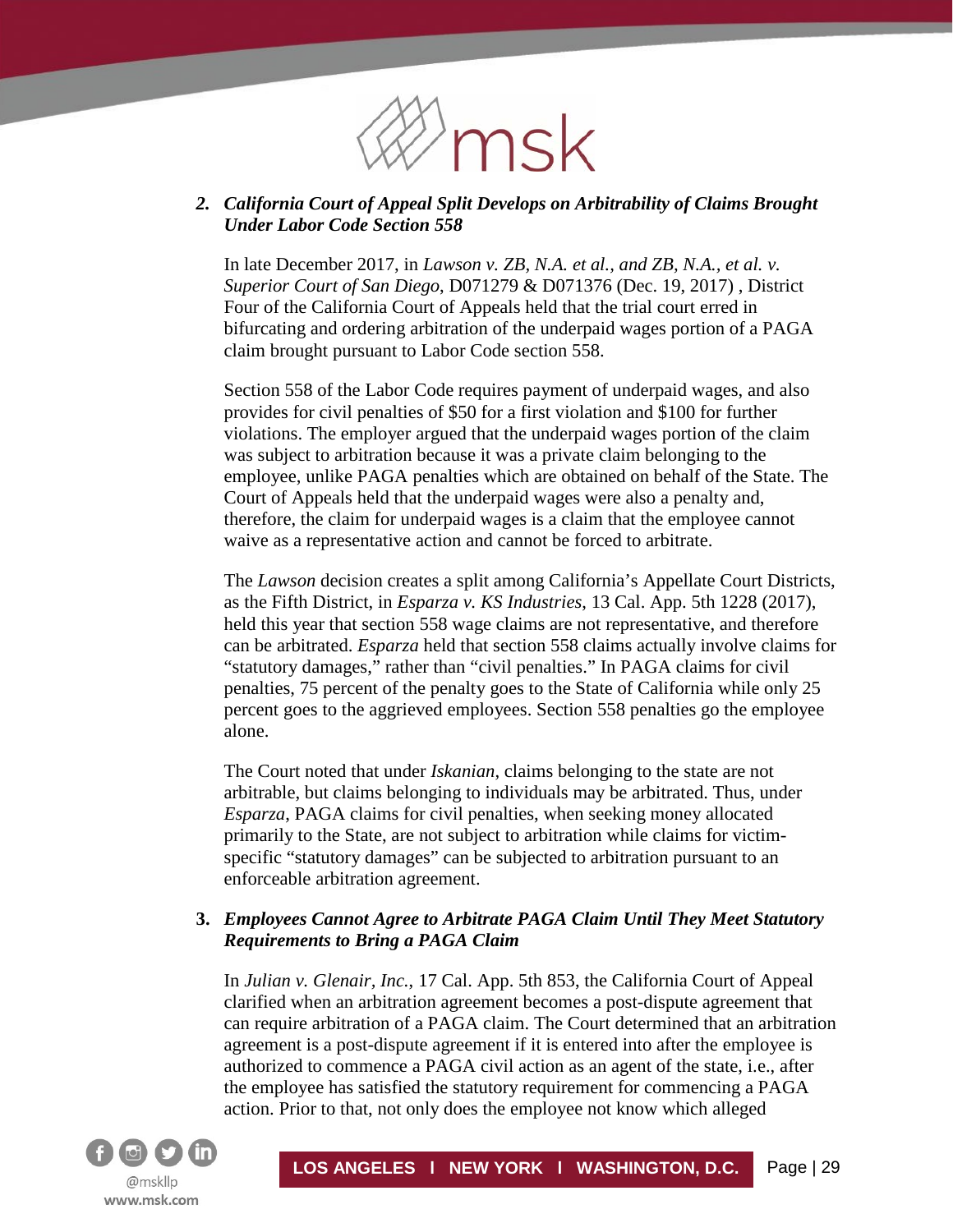### 2. *California Court of Appeal Split Develops on Arbitrability of Claims Brought Under Labor Code Section 558*

In late December 2017, in *Lawson v. ZB, N.A. et al., and ZB, N.A., et al. v. Superior Court of San Diego*, D071279 & D071376 (Dec. 19, 2017) , District Four of the California Court of Appeals held that the trial court erred in bifurcating and ordering arbitration of the underpaid wages portion of a PAGA claim brought pursuant to Labor Code section 558.

Section 558 of the Labor Code requires payment of underpaid wages, and also provides for civil penalties of $50 for a first violation and $100 for further violations. The employer argued that the underpaid wages portion of the claim was subject to arbitration because it was a private claim belonging to the employee, unlike PAGA penalties which are obtained on behalf of the State. The Court of Appeals held that the underpaid wages were also a penalty and, therefore, the claim for underpaid wages is a claim that the employee cannot waive as a representative action and cannot be forced to arbitrate.

The *Lawson* decision creates a split among California's Appellate Court Districts, as the Fifth District, in *Esparza v. KS Industries*, 13 Cal. App. 5th 1228 (2017), held this year that section 558 wage claims are not representative, and therefore can be arbitrated. *Esparza* held that section 558 claims actually involve claims for "statutory damages," rather than "civil penalties." In PAGA claims for civil penalties, 75 percent of the penalty goes to the State of California while only 25 percent goes to the aggrieved employees. Section 558 penalties go the employee alone.

The Court noted that under *Iskanian*, claims belonging to the state are not arbitrable, but claims belonging to individuals may be arbitrated. Thus, under *Esparza*, PAGA claims for civil penalties, when seeking money allocated primarily to the State, are not subject to arbitration while claims for victim-specific "statutory damages" can be subjected to arbitration pursuant to an enforceable arbitration agreement.

### 3. *Employees Cannot Agree to Arbitrate PAGA Claim Until They Meet Statutory Requirements to Bring a PAGA Claim*

In *Julian v. Glenair, Inc.*, 17 Cal. App. 5th 853, the California Court of Appeal clarified when an arbitration agreement becomes a post-dispute agreement that can require arbitration of a PAGA claim. The Court determined that an arbitration agreement is a post-dispute agreement if it is entered into after the employee is authorized to commence a PAGA civil action as an agent of the state, i.e., after the employee has satisfied the statutory requirement for commencing a PAGA action. Prior to that, not only does the employee not know which alleged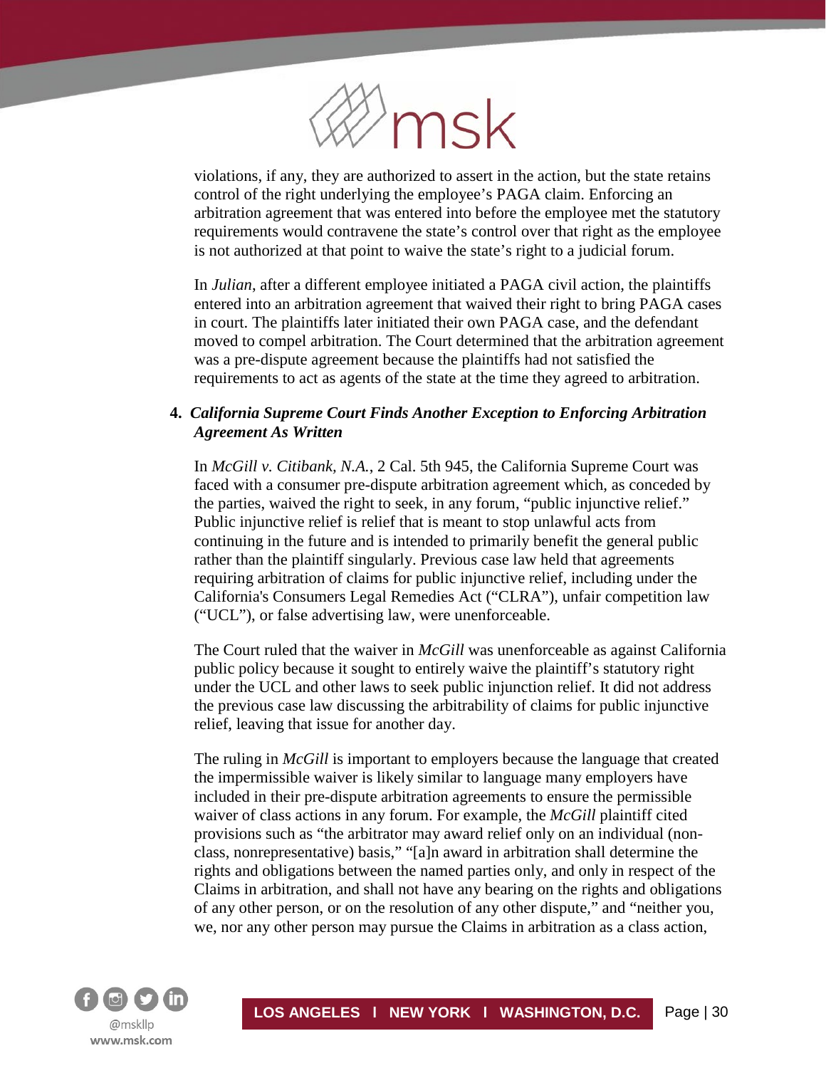violations, if any, they are authorized to assert in the action, but the state retains control of the right underlying the employee's PAGA claim. Enforcing an arbitration agreement that was entered into before the employee met the statutory requirements would contravene the state's control over that right as the employee is not authorized at that point to waive the state's right to a judicial forum.

In *Julian*, after a different employee initiated a PAGA civil action, the plaintiffs entered into an arbitration agreement that waived their right to bring PAGA cases in court. The plaintiffs later initiated their own PAGA case, and the defendant moved to compel arbitration. The Court determined that the arbitration agreement was a pre-dispute agreement because the plaintiffs had not satisfied the requirements to act as agents of the state at the time they agreed to arbitration.

### 4. *California Supreme Court Finds Another Exception to Enforcing Arbitration Agreement As Written*

In *McGill v. Citibank, N.A.*, 2 Cal. 5th 945, the California Supreme Court was faced with a consumer pre-dispute arbitration agreement which, as conceded by the parties, waived the right to seek, in any forum, "public injunctive relief." Public injunctive relief is relief that is meant to stop unlawful acts from continuing in the future and is intended to primarily benefit the general public rather than the plaintiff singularly. Previous case law held that agreements requiring arbitration of claims for public injunctive relief, including under the California's Consumers Legal Remedies Act ("CLRA"), unfair competition law ("UCL"), or false advertising law, were unenforceable.

The Court ruled that the waiver in *McGill* was unenforceable as against California public policy because it sought to entirely waive the plaintiff's statutory right under the UCL and other laws to seek public injunction relief. It did not address the previous case law discussing the arbitrability of claims for public injunctive relief, leaving that issue for another day.

The ruling in *McGill* is important to employers because the language that created the impermissible waiver is likely similar to language many employers have included in their pre-dispute arbitration agreements to ensure the permissible waiver of class actions in any forum. For example, the *McGill* plaintiff cited provisions such as "the arbitrator may award relief only on an individual (non-class, nonrepresentative) basis," "[a]n award in arbitration shall determine the rights and obligations between the named parties only, and only in respect of the Claims in arbitration, and shall not have any bearing on the rights and obligations of any other person, or on the resolution of any other dispute," and "neither you, we, nor any other person may pursue the Claims in arbitration as a class action,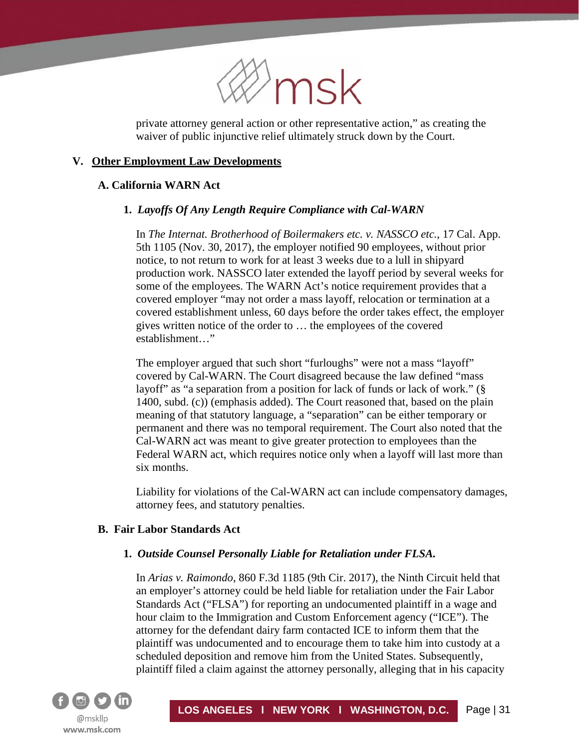private attorney general action or other representative action," as creating the waiver of public injunctive relief ultimately struck down by the Court.

## V. Other Employment Law Developments

### A. California WARN Act

#### 1. *Layoffs Of Any Length Require Compliance with Cal-WARN*

In *The Internat. Brotherhood of Boilermakers etc. v. NASSCO etc.*, 17 Cal. App. 5th 1105 (Nov. 30, 2017), the employer notified 90 employees, without prior notice, to not return to work for at least 3 weeks due to a lull in shipyard production work. NASSCO later extended the layoff period by several weeks for some of the employees. The WARN Act's notice requirement provides that a covered employer "may not order a mass layoff, relocation or termination at a covered establishment unless, 60 days before the order takes effect, the employer gives written notice of the order to … the employees of the covered establishment…"

The employer argued that such short "furloughs" were not a mass "layoff" covered by Cal-WARN. The Court disagreed because the law defined "mass layoff" as "a separation from a position for lack of funds or lack of work." (§ 1400, subd. (c)) (emphasis added). The Court reasoned that, based on the plain meaning of that statutory language, a "separation" can be either temporary or permanent and there was no temporal requirement. The Court also noted that the Cal-WARN act was meant to give greater protection to employees than the Federal WARN act, which requires notice only when a layoff will last more than six months.

Liability for violations of the Cal-WARN act can include compensatory damages, attorney fees, and statutory penalties.

### B. Fair Labor Standards Act

#### 1. *Outside Counsel Personally Liable for Retaliation under FLSA.*

In *Arias v. Raimondo*, 860 F.3d 1185 (9th Cir. 2017), the Ninth Circuit held that an employer's attorney could be held liable for retaliation under the Fair Labor Standards Act ("FLSA") for reporting an undocumented plaintiff in a wage and hour claim to the Immigration and Custom Enforcement agency ("ICE"). The attorney for the defendant dairy farm contacted ICE to inform them that the plaintiff was undocumented and to encourage them to take him into custody at a scheduled deposition and remove him from the United States. Subsequently, plaintiff filed a claim against the attorney personally, alleging that in his capacity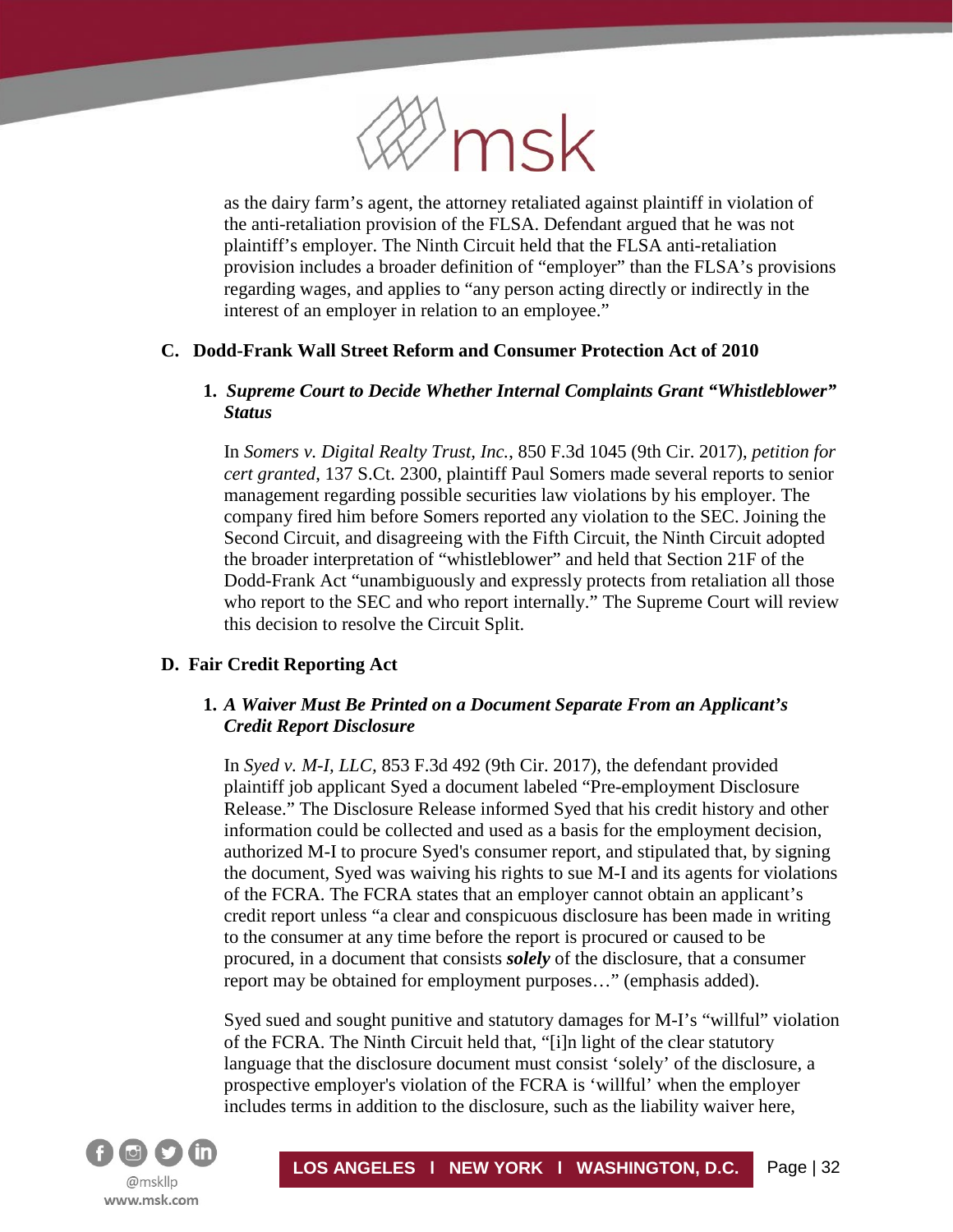as the dairy farm's agent, the attorney retaliated against plaintiff in violation of the anti-retaliation provision of the FLSA. Defendant argued that he was not plaintiff's employer. The Ninth Circuit held that the FLSA anti-retaliation provision includes a broader definition of "employer" than the FLSA's provisions regarding wages, and applies to "any person acting directly or indirectly in the interest of an employer in relation to an employee."

### C. Dodd-Frank Wall Street Reform and Consumer Protection Act of 2010

#### 1. *Supreme Court to Decide Whether Internal Complaints Grant "Whistleblower" Status*

In *Somers v. Digital Realty Trust, Inc.*, 850 F.3d 1045 (9th Cir. 2017), *petition for cert granted*, 137 S.Ct. 2300, plaintiff Paul Somers made several reports to senior management regarding possible securities law violations by his employer. The company fired him before Somers reported any violation to the SEC. Joining the Second Circuit, and disagreeing with the Fifth Circuit, the Ninth Circuit adopted the broader interpretation of "whistleblower" and held that Section 21F of the Dodd-Frank Act "unambiguously and expressly protects from retaliation all those who report to the SEC and who report internally." The Supreme Court will review this decision to resolve the Circuit Split.

### D. Fair Credit Reporting Act

#### 1. *A Waiver Must Be Printed on a Document Separate From an Applicant's Credit Report Disclosure*

In *Syed v. M-I, LLC*, 853 F.3d 492 (9th Cir. 2017), the defendant provided plaintiff job applicant Syed a document labeled "Pre-employment Disclosure Release." The Disclosure Release informed Syed that his credit history and other information could be collected and used as a basis for the employment decision, authorized M-I to procure Syed's consumer report, and stipulated that, by signing the document, Syed was waiving his rights to sue M-I and its agents for violations of the FCRA. The FCRA states that an employer cannot obtain an applicant's credit report unless "a clear and conspicuous disclosure has been made in writing to the consumer at any time before the report is procured or caused to be procured, in a document that consists ***solely*** of the disclosure, that a consumer report may be obtained for employment purposes…" (emphasis added).

Syed sued and sought punitive and statutory damages for M-I's "willful" violation of the FCRA. The Ninth Circuit held that, "[i]n light of the clear statutory language that the disclosure document must consist 'solely' of the disclosure, a prospective employer's violation of the FCRA is 'willful' when the employer includes terms in addition to the disclosure, such as the liability waiver here,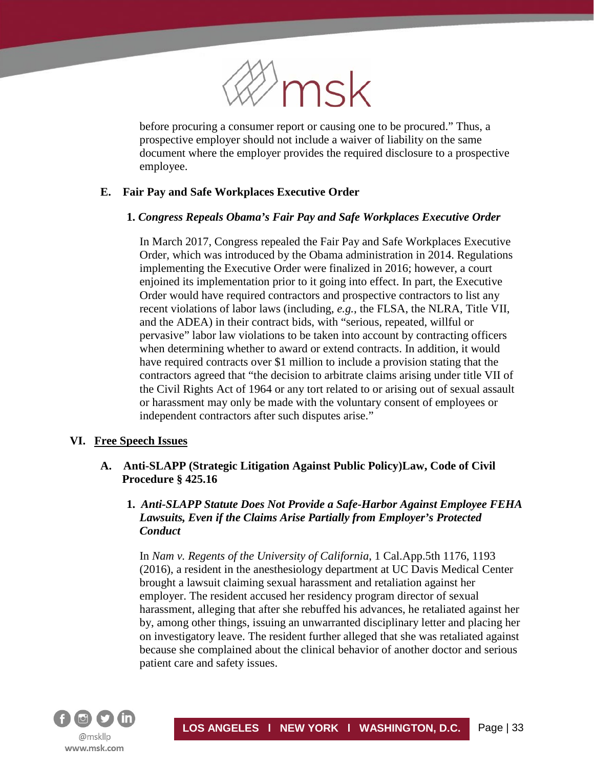before procuring a consumer report or causing one to be procured." Thus, a prospective employer should not include a waiver of liability on the same document where the employer provides the required disclosure to a prospective employee.

### E. Fair Pay and Safe Workplaces Executive Order

#### 1. *Congress Repeals Obama's Fair Pay and Safe Workplaces Executive Order*

In March 2017, Congress repealed the Fair Pay and Safe Workplaces Executive Order, which was introduced by the Obama administration in 2014. Regulations implementing the Executive Order were finalized in 2016; however, a court enjoined its implementation prior to it going into effect. In part, the Executive Order would have required contractors and prospective contractors to list any recent violations of labor laws (including, *e.g.*, the FLSA, the NLRA, Title VII, and the ADEA) in their contract bids, with "serious, repeated, willful or pervasive" labor law violations to be taken into account by contracting officers when determining whether to award or extend contracts. In addition, it would have required contracts over $1 million to include a provision stating that the contractors agreed that "the decision to arbitrate claims arising under title VII of the Civil Rights Act of 1964 or any tort related to or arising out of sexual assault or harassment may only be made with the voluntary consent of employees or independent contractors after such disputes arise."

## VI. Free Speech Issues

### A. Anti-SLAPP (Strategic Litigation Against Public Policy)Law, Code of Civil Procedure § 425.16

#### 1. *Anti-SLAPP Statute Does Not Provide a Safe-Harbor Against Employee FEHA Lawsuits, Even if the Claims Arise Partially from Employer's Protected Conduct*

In *Nam v. Regents of the University of California*, 1 Cal.App.5th 1176, 1193 (2016), a resident in the anesthesiology department at UC Davis Medical Center brought a lawsuit claiming sexual harassment and retaliation against her employer. The resident accused her residency program director of sexual harassment, alleging that after she rebuffed his advances, he retaliated against her by, among other things, issuing an unwarranted disciplinary letter and placing her on investigatory leave. The resident further alleged that she was retaliated against because she complained about the clinical behavior of another doctor and serious patient care and safety issues.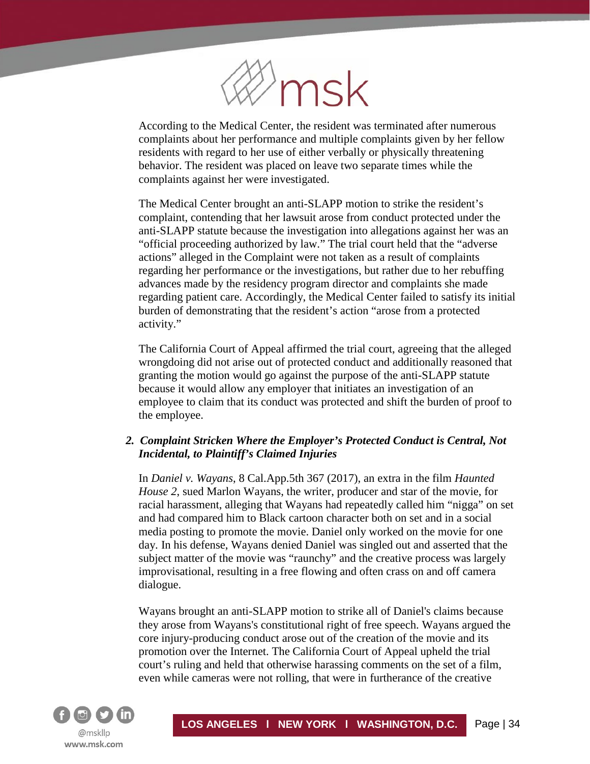According to the Medical Center, the resident was terminated after numerous complaints about her performance and multiple complaints given by her fellow residents with regard to her use of either verbally or physically threatening behavior. The resident was placed on leave two separate times while the complaints against her were investigated.

The Medical Center brought an anti-SLAPP motion to strike the resident's complaint, contending that her lawsuit arose from conduct protected under the anti-SLAPP statute because the investigation into allegations against her was an "official proceeding authorized by law." The trial court held that the "adverse actions" alleged in the Complaint were not taken as a result of complaints regarding her performance or the investigations, but rather due to her rebuffing advances made by the residency program director and complaints she made regarding patient care. Accordingly, the Medical Center failed to satisfy its initial burden of demonstrating that the resident's action "arose from a protected activity."

The California Court of Appeal affirmed the trial court, agreeing that the alleged wrongdoing did not arise out of protected conduct and additionally reasoned that granting the motion would go against the purpose of the anti-SLAPP statute because it would allow any employer that initiates an investigation of an employee to claim that its conduct was protected and shift the burden of proof to the employee.

2. ***Complaint Stricken Where the Employer's Protected Conduct is Central, Not Incidental, to Plaintiff's Claimed Injuries***

In *Daniel v. Wayans*, 8 Cal.App.5th 367 (2017), an extra in the film *Haunted House 2*, sued Marlon Wayans, the writer, producer and star of the movie, for racial harassment, alleging that Wayans had repeatedly called him "nigga" on set and had compared him to Black cartoon character both on set and in a social media posting to promote the movie. Daniel only worked on the movie for one day. In his defense, Wayans denied Daniel was singled out and asserted that the subject matter of the movie was "raunchy" and the creative process was largely improvisational, resulting in a free flowing and often crass on and off camera dialogue.

Wayans brought an anti-SLAPP motion to strike all of Daniel's claims because they arose from Wayans's constitutional right of free speech. Wayans argued the core injury-producing conduct arose out of the creation of the movie and its promotion over the Internet. The California Court of Appeal upheld the trial court's ruling and held that otherwise harassing comments on the set of a film, even while cameras were not rolling, that were in furtherance of the creative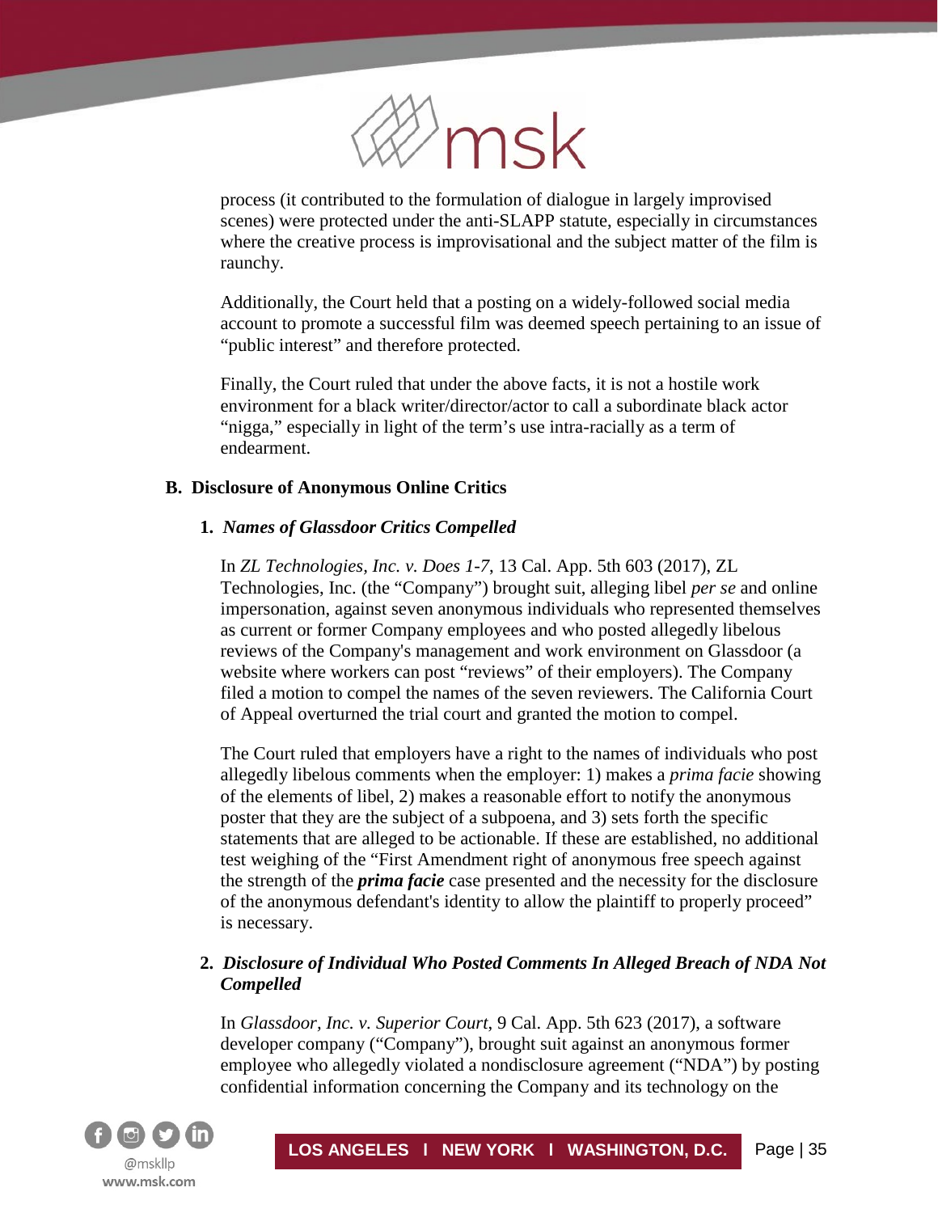process (it contributed to the formulation of dialogue in largely improvised scenes) were protected under the anti-SLAPP statute, especially in circumstances where the creative process is improvisational and the subject matter of the film is raunchy.

Additionally, the Court held that a posting on a widely-followed social media account to promote a successful film was deemed speech pertaining to an issue of "public interest" and therefore protected.

Finally, the Court ruled that under the above facts, it is not a hostile work environment for a black writer/director/actor to call a subordinate black actor "nigga," especially in light of the term's use intra-racially as a term of endearment.

### B. Disclosure of Anonymous Online Critics

#### 1. *Names of Glassdoor Critics Compelled*

In *ZL Technologies, Inc. v. Does 1-7*, 13 Cal. App. 5th 603 (2017), ZL Technologies, Inc. (the "Company") brought suit, alleging libel *per se* and online impersonation, against seven anonymous individuals who represented themselves as current or former Company employees and who posted allegedly libelous reviews of the Company's management and work environment on Glassdoor (a website where workers can post "reviews" of their employers). The Company filed a motion to compel the names of the seven reviewers. The California Court of Appeal overturned the trial court and granted the motion to compel.

The Court ruled that employers have a right to the names of individuals who post allegedly libelous comments when the employer: 1) makes a *prima facie* showing of the elements of libel, 2) makes a reasonable effort to notify the anonymous poster that they are the subject of a subpoena, and 3) sets forth the specific statements that are alleged to be actionable. If these are established, no additional test weighing of the "First Amendment right of anonymous free speech against the strength of the ***prima facie*** case presented and the necessity for the disclosure of the anonymous defendant's identity to allow the plaintiff to properly proceed" is necessary.

#### 2. *Disclosure of Individual Who Posted Comments In Alleged Breach of NDA Not Compelled*

In *Glassdoor, Inc. v. Superior Court*, 9 Cal. App. 5th 623 (2017), a software developer company ("Company"), brought suit against an anonymous former employee who allegedly violated a nondisclosure agreement ("NDA") by posting confidential information concerning the Company and its technology on the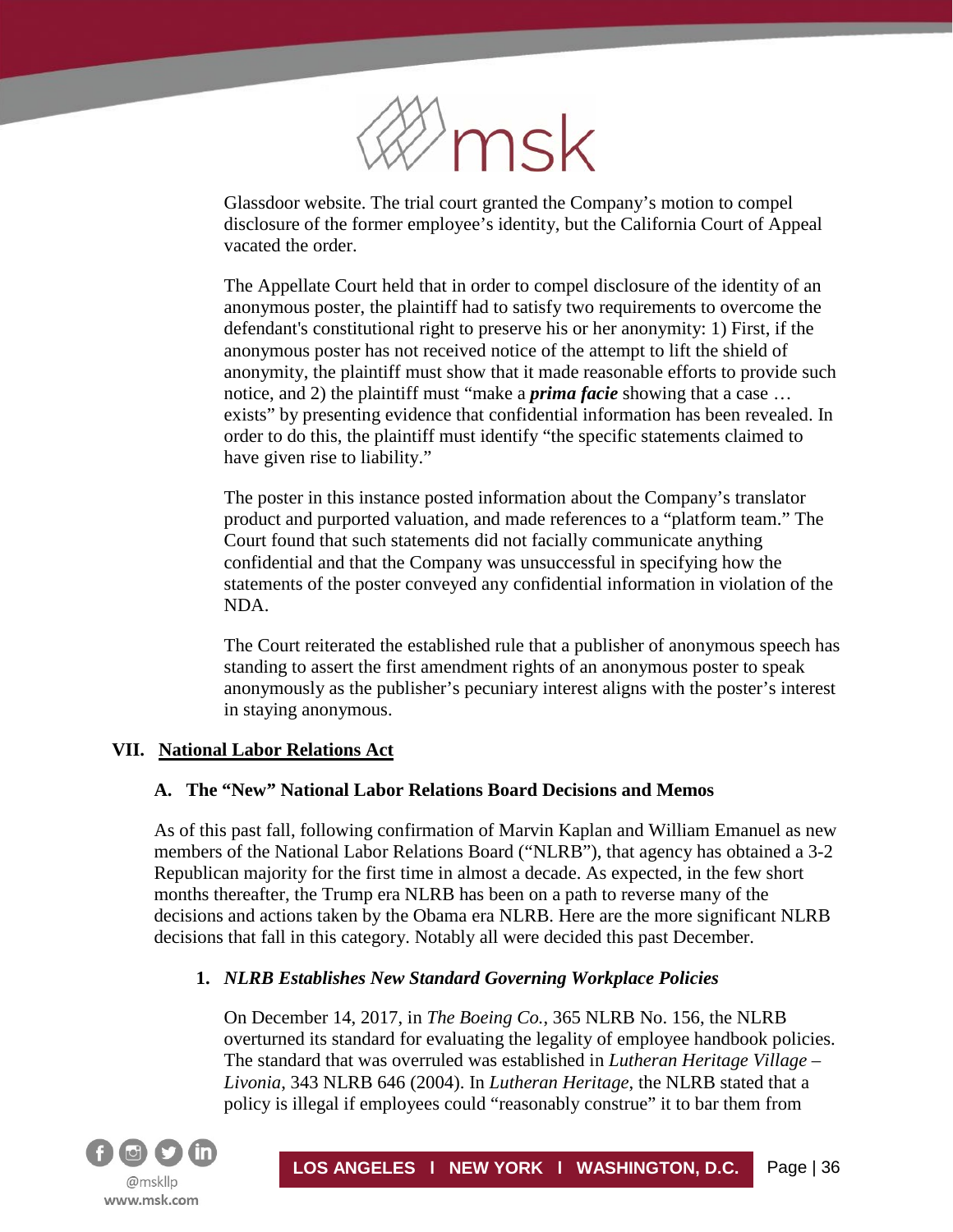Glassdoor website. The trial court granted the Company's motion to compel disclosure of the former employee's identity, but the California Court of Appeal vacated the order.

The Appellate Court held that in order to compel disclosure of the identity of an anonymous poster, the plaintiff had to satisfy two requirements to overcome the defendant's constitutional right to preserve his or her anonymity: 1) First, if the anonymous poster has not received notice of the attempt to lift the shield of anonymity, the plaintiff must show that it made reasonable efforts to provide such notice, and 2) the plaintiff must "make a ***prima facie*** showing that a case … exists" by presenting evidence that confidential information has been revealed. In order to do this, the plaintiff must identify "the specific statements claimed to have given rise to liability."

The poster in this instance posted information about the Company's translator product and purported valuation, and made references to a "platform team." The Court found that such statements did not facially communicate anything confidential and that the Company was unsuccessful in specifying how the statements of the poster conveyed any confidential information in violation of the NDA.

The Court reiterated the established rule that a publisher of anonymous speech has standing to assert the first amendment rights of an anonymous poster to speak anonymously as the publisher's pecuniary interest aligns with the poster's interest in staying anonymous.

## VII. National Labor Relations Act

### A. The "New" National Labor Relations Board Decisions and Memos

As of this past fall, following confirmation of Marvin Kaplan and William Emanuel as new members of the National Labor Relations Board ("NLRB"), that agency has obtained a 3-2 Republican majority for the first time in almost a decade. As expected, in the few short months thereafter, the Trump era NLRB has been on a path to reverse many of the decisions and actions taken by the Obama era NLRB. Here are the more significant NLRB decisions that fall in this category. Notably all were decided this past December.

#### 1. *NLRB Establishes New Standard Governing Workplace Policies*

On December 14, 2017, in *The Boeing Co.*, 365 NLRB No. 156, the NLRB overturned its standard for evaluating the legality of employee handbook policies. The standard that was overruled was established in *Lutheran Heritage Village – Livonia*, 343 NLRB 646 (2004). In *Lutheran Heritage*, the NLRB stated that a policy is illegal if employees could "reasonably construe" it to bar them from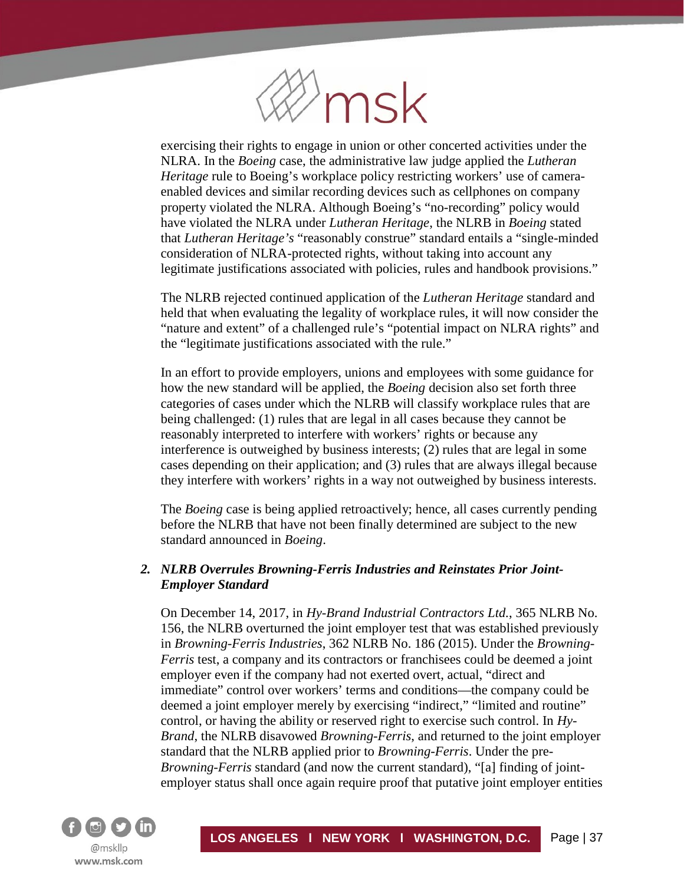exercising their rights to engage in union or other concerted activities under the NLRA. In the *Boeing* case, the administrative law judge applied the *Lutheran Heritage* rule to Boeing's workplace policy restricting workers' use of camera-enabled devices and similar recording devices such as cellphones on company property violated the NLRA. Although Boeing's "no-recording" policy would have violated the NLRA under *Lutheran Heritage*, the NLRB in *Boeing* stated that *Lutheran Heritage's* "reasonably construe" standard entails a "single-minded consideration of NLRA-protected rights, without taking into account any legitimate justifications associated with policies, rules and handbook provisions."

The NLRB rejected continued application of the *Lutheran Heritage* standard and held that when evaluating the legality of workplace rules, it will now consider the "nature and extent" of a challenged rule's "potential impact on NLRA rights" and the "legitimate justifications associated with the rule."

In an effort to provide employers, unions and employees with some guidance for how the new standard will be applied, the *Boeing* decision also set forth three categories of cases under which the NLRB will classify workplace rules that are being challenged: (1) rules that are legal in all cases because they cannot be reasonably interpreted to interfere with workers' rights or because any interference is outweighed by business interests; (2) rules that are legal in some cases depending on their application; and (3) rules that are always illegal because they interfere with workers' rights in a way not outweighed by business interests.

The *Boeing* case is being applied retroactively; hence, all cases currently pending before the NLRB that have not been finally determined are subject to the new standard announced in *Boeing*.

### 2. *NLRB Overrules Browning-Ferris Industries and Reinstates Prior Joint-Employer Standard*

On December 14, 2017, in *Hy-Brand Industrial Contractors Ltd.*, 365 NLRB No. 156, the NLRB overturned the joint employer test that was established previously in *Browning-Ferris Industries*, 362 NLRB No. 186 (2015). Under the *Browning-Ferris* test, a company and its contractors or franchisees could be deemed a joint employer even if the company had not exerted overt, actual, "direct and immediate" control over workers' terms and conditions—the company could be deemed a joint employer merely by exercising "indirect," "limited and routine" control, or having the ability or reserved right to exercise such control. In *Hy-Brand*, the NLRB disavowed *Browning-Ferris,* and returned to the joint employer standard that the NLRB applied prior to *Browning-Ferris*. Under the pre-*Browning-Ferris* standard (and now the current standard), "[a] finding of joint-employer status shall once again require proof that putative joint employer entities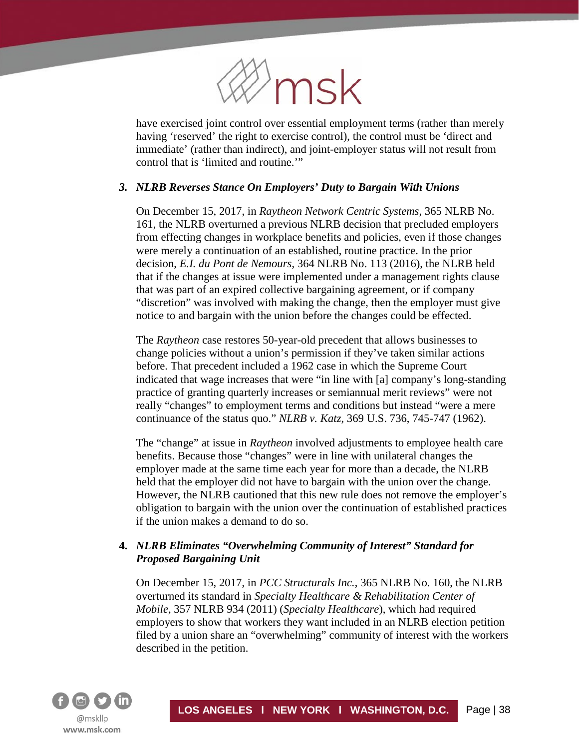have exercised joint control over essential employment terms (rather than merely having ‘reserved’ the right to exercise control), the control must be ‘direct and immediate’ (rather than indirect), and joint-employer status will not result from control that is ‘limited and routine.’”

### *3. NLRB Reverses Stance On Employers’ Duty to Bargain With Unions*

On December 15, 2017, in *Raytheon Network Centric Systems*, 365 NLRB No. 161, the NLRB overturned a previous NLRB decision that precluded employers from effecting changes in workplace benefits and policies, even if those changes were merely a continuation of an established, routine practice. In the prior decision, *E.I. du Pont de Nemours*, 364 NLRB No. 113 (2016), the NLRB held that if the changes at issue were implemented under a management rights clause that was part of an expired collective bargaining agreement, or if company “discretion” was involved with making the change, then the employer must give notice to and bargain with the union before the changes could be effected.

The *Raytheon* case restores 50-year-old precedent that allows businesses to change policies without a union’s permission if they’ve taken similar actions before. That precedent included a 1962 case in which the Supreme Court indicated that wage increases that were “in line with [a] company’s long-standing practice of granting quarterly increases or semiannual merit reviews” were not really “changes” to employment terms and conditions but instead “were a mere continuance of the status quo.” *NLRB v. Katz*, 369 U.S. 736, 745-747 (1962).

The “change” at issue in *Raytheon* involved adjustments to employee health care benefits. Because those “changes” were in line with unilateral changes the employer made at the same time each year for more than a decade, the NLRB held that the employer did not have to bargain with the union over the change. However, the NLRB cautioned that this new rule does not remove the employer’s obligation to bargain with the union over the continuation of established practices if the union makes a demand to do so.

### **4.** *NLRB Eliminates “Overwhelming Community of Interest” Standard for Proposed Bargaining Unit*

On December 15, 2017, in *PCC Structurals Inc.*, 365 NLRB No. 160, the NLRB overturned its standard in *Specialty Healthcare & Rehabilitation Center of Mobile,* 357 NLRB 934 (2011) (*Specialty Healthcare*), which had required employers to show that workers they want included in an NLRB election petition filed by a union share an “overwhelming” community of interest with the workers described in the petition.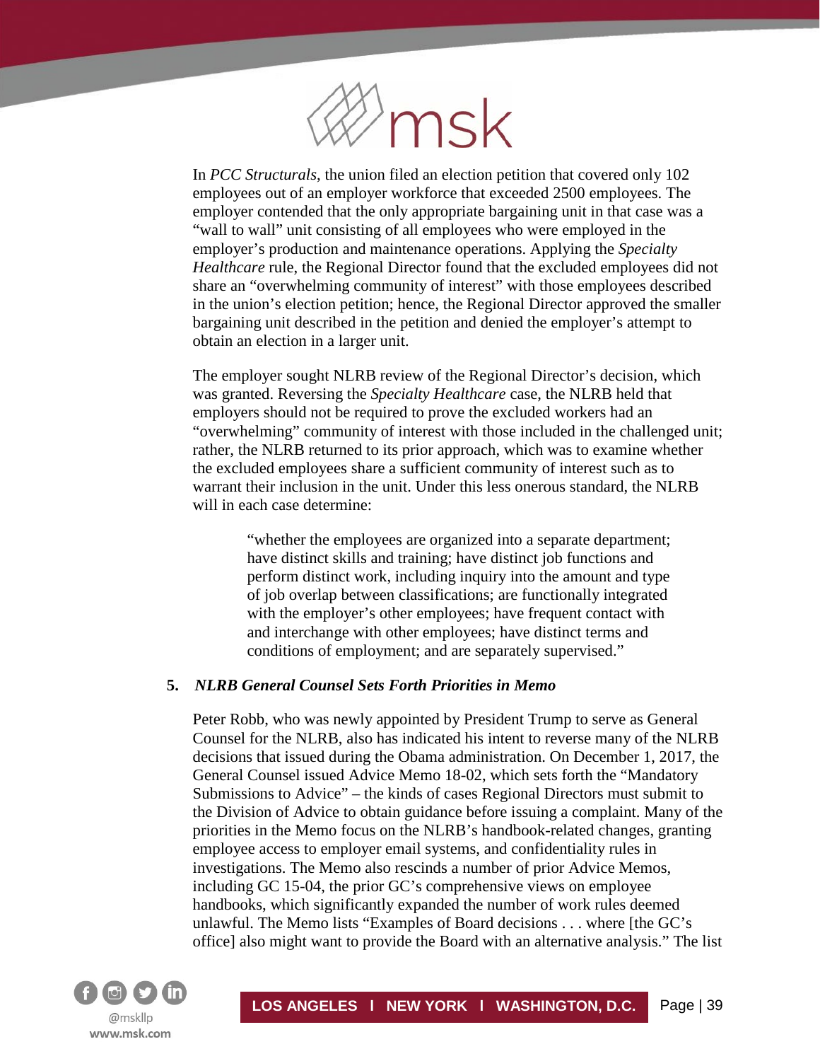In *PCC Structurals*, the union filed an election petition that covered only 102 employees out of an employer workforce that exceeded 2500 employees. The employer contended that the only appropriate bargaining unit in that case was a "wall to wall" unit consisting of all employees who were employed in the employer's production and maintenance operations. Applying the *Specialty Healthcare* rule, the Regional Director found that the excluded employees did not share an "overwhelming community of interest" with those employees described in the union's election petition; hence, the Regional Director approved the smaller bargaining unit described in the petition and denied the employer's attempt to obtain an election in a larger unit.

The employer sought NLRB review of the Regional Director's decision, which was granted. Reversing the *Specialty Healthcare* case, the NLRB held that employers should not be required to prove the excluded workers had an "overwhelming" community of interest with those included in the challenged unit; rather, the NLRB returned to its prior approach, which was to examine whether the excluded employees share a sufficient community of interest such as to warrant their inclusion in the unit. Under this less onerous standard, the NLRB will in each case determine:

> "whether the employees are organized into a separate department; have distinct skills and training; have distinct job functions and perform distinct work, including inquiry into the amount and type of job overlap between classifications; are functionally integrated with the employer's other employees; have frequent contact with and interchange with other employees; have distinct terms and conditions of employment; and are separately supervised."

### 5. *NLRB General Counsel Sets Forth Priorities in Memo*

Peter Robb, who was newly appointed by President Trump to serve as General Counsel for the NLRB, also has indicated his intent to reverse many of the NLRB decisions that issued during the Obama administration. On December 1, 2017, the General Counsel issued Advice Memo 18-02, which sets forth the "Mandatory Submissions to Advice" – the kinds of cases Regional Directors must submit to the Division of Advice to obtain guidance before issuing a complaint. Many of the priorities in the Memo focus on the NLRB's handbook-related changes, granting employee access to employer email systems, and confidentiality rules in investigations. The Memo also rescinds a number of prior Advice Memos, including GC 15-04, the prior GC's comprehensive views on employee handbooks, which significantly expanded the number of work rules deemed unlawful. The Memo lists "Examples of Board decisions . . . where [the GC's office] also might want to provide the Board with an alternative analysis." The list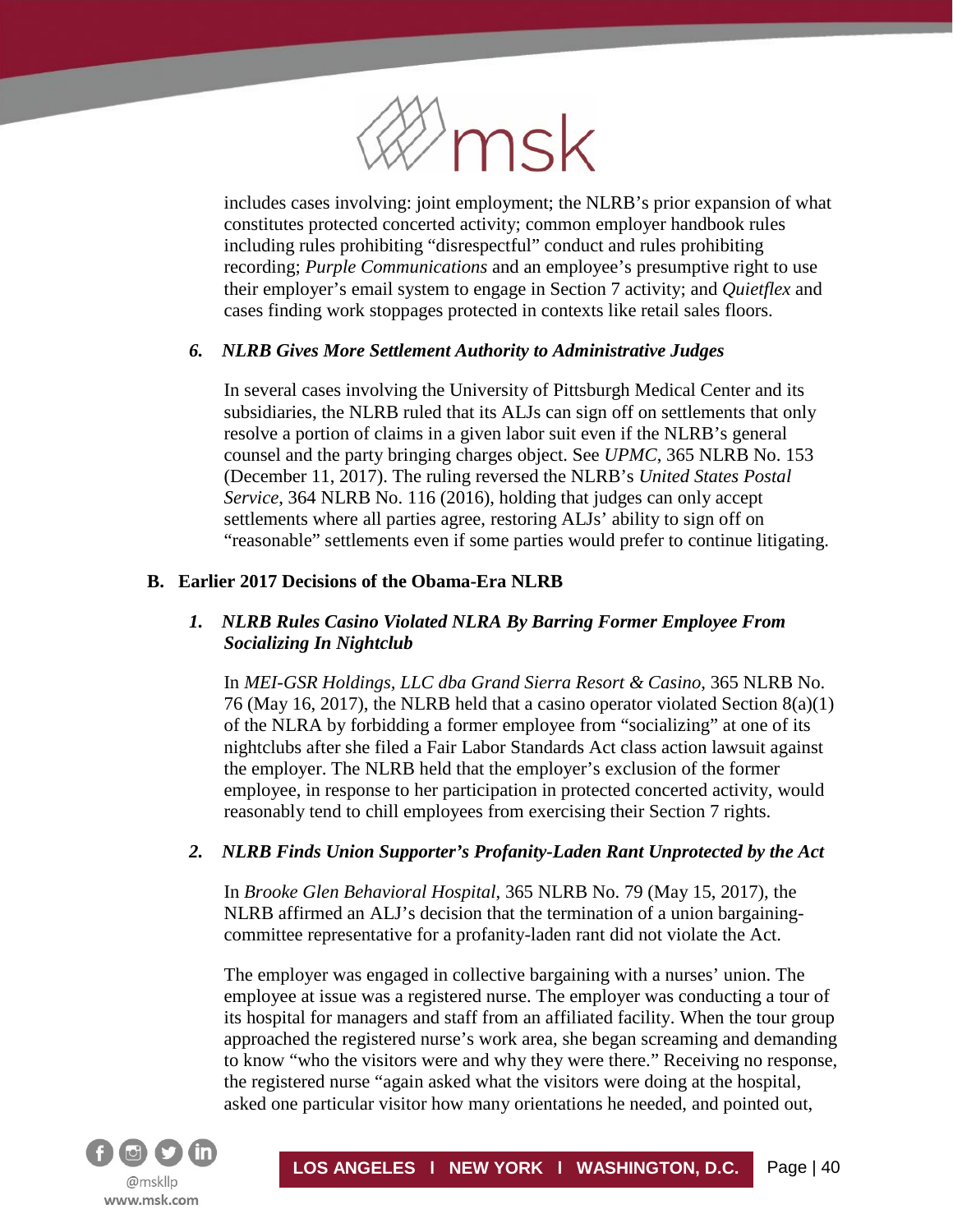includes cases involving: joint employment; the NLRB's prior expansion of what constitutes protected concerted activity; common employer handbook rules including rules prohibiting "disrespectful" conduct and rules prohibiting recording; *Purple Communications* and an employee's presumptive right to use their employer's email system to engage in Section 7 activity; and *Quietflex* and cases finding work stoppages protected in contexts like retail sales floors.

### *6. NLRB Gives More Settlement Authority to Administrative Judges*

In several cases involving the University of Pittsburgh Medical Center and its subsidiaries, the NLRB ruled that its ALJs can sign off on settlements that only resolve a portion of claims in a given labor suit even if the NLRB's general counsel and the party bringing charges object. See *UPMC*, 365 NLRB No. 153 (December 11, 2017). The ruling reversed the NLRB's *United States Postal Service*, 364 NLRB No. 116 (2016), holding that judges can only accept settlements where all parties agree, restoring ALJs' ability to sign off on "reasonable" settlements even if some parties would prefer to continue litigating.

## B. Earlier 2017 Decisions of the Obama-Era NLRB

### *1. NLRB Rules Casino Violated NLRA By Barring Former Employee From Socializing In Nightclub*

In *MEI-GSR Holdings, LLC dba Grand Sierra Resort & Casino*, 365 NLRB No. 76 (May 16, 2017), the NLRB held that a casino operator violated Section 8(a)(1) of the NLRA by forbidding a former employee from "socializing" at one of its nightclubs after she filed a Fair Labor Standards Act class action lawsuit against the employer. The NLRB held that the employer's exclusion of the former employee, in response to her participation in protected concerted activity, would reasonably tend to chill employees from exercising their Section 7 rights.

### *2. NLRB Finds Union Supporter's Profanity-Laden Rant Unprotected by the Act*

In *Brooke Glen Behavioral Hospital*, 365 NLRB No. 79 (May 15, 2017), the NLRB affirmed an ALJ's decision that the termination of a union bargaining-committee representative for a profanity-laden rant did not violate the Act.

The employer was engaged in collective bargaining with a nurses' union. The employee at issue was a registered nurse. The employer was conducting a tour of its hospital for managers and staff from an affiliated facility. When the tour group approached the registered nurse's work area, she began screaming and demanding to know "who the visitors were and why they were there." Receiving no response, the registered nurse "again asked what the visitors were doing at the hospital, asked one particular visitor how many orientations he needed, and pointed out,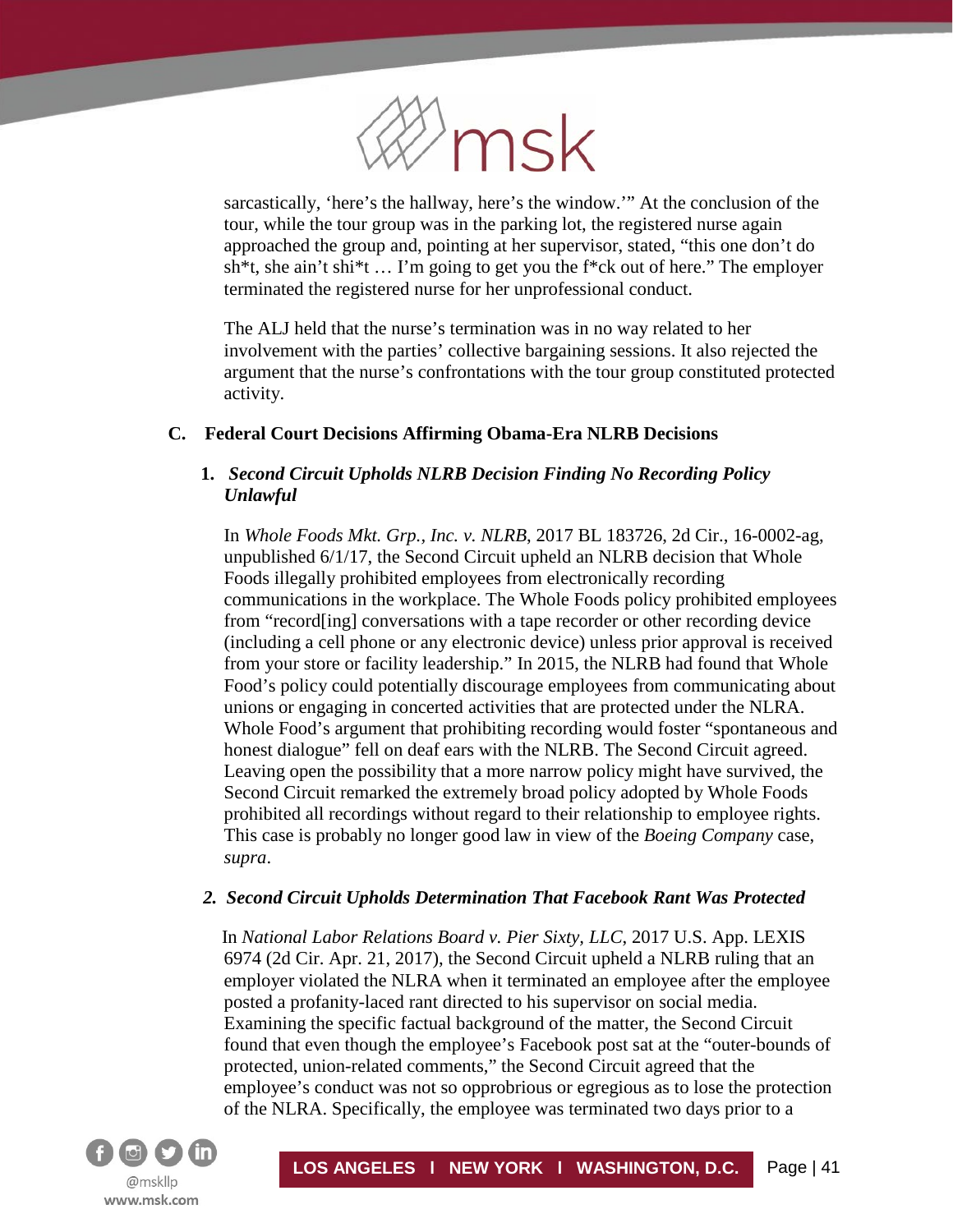sarcastically, 'here's the hallway, here's the window.'" At the conclusion of the tour, while the tour group was in the parking lot, the registered nurse again approached the group and, pointing at her supervisor, stated, "this one don't do sh*t, she ain't shi*t … I'm going to get you the f*ck out of here." The employer terminated the registered nurse for her unprofessional conduct.

The ALJ held that the nurse's termination was in no way related to her involvement with the parties' collective bargaining sessions. It also rejected the argument that the nurse's confrontations with the tour group constituted protected activity.

### C. Federal Court Decisions Affirming Obama-Era NLRB Decisions

#### 1. *Second Circuit Upholds NLRB Decision Finding No Recording Policy Unlawful*

In *Whole Foods Mkt. Grp., Inc. v. NLRB*, 2017 BL 183726, 2d Cir., 16-0002-ag, unpublished 6/1/17, the Second Circuit upheld an NLRB decision that Whole Foods illegally prohibited employees from electronically recording communications in the workplace. The Whole Foods policy prohibited employees from "record[ing] conversations with a tape recorder or other recording device (including a cell phone or any electronic device) unless prior approval is received from your store or facility leadership." In 2015, the NLRB had found that Whole Food's policy could potentially discourage employees from communicating about unions or engaging in concerted activities that are protected under the NLRA. Whole Food's argument that prohibiting recording would foster "spontaneous and honest dialogue" fell on deaf ears with the NLRB. The Second Circuit agreed. Leaving open the possibility that a more narrow policy might have survived, the Second Circuit remarked the extremely broad policy adopted by Whole Foods prohibited all recordings without regard to their relationship to employee rights. This case is probably no longer good law in view of the *Boeing Company* case, *supra*.

#### *2. Second Circuit Upholds Determination That Facebook Rant Was Protected*

In *National Labor Relations Board v. Pier Sixty, LLC*, 2017 U.S. App. LEXIS 6974 (2d Cir. Apr. 21, 2017), the Second Circuit upheld a NLRB ruling that an employer violated the NLRA when it terminated an employee after the employee posted a profanity-laced rant directed to his supervisor on social media. Examining the specific factual background of the matter, the Second Circuit found that even though the employee's Facebook post sat at the "outer-bounds of protected, union-related comments," the Second Circuit agreed that the employee's conduct was not so opprobrious or egregious as to lose the protection of the NLRA. Specifically, the employee was terminated two days prior to a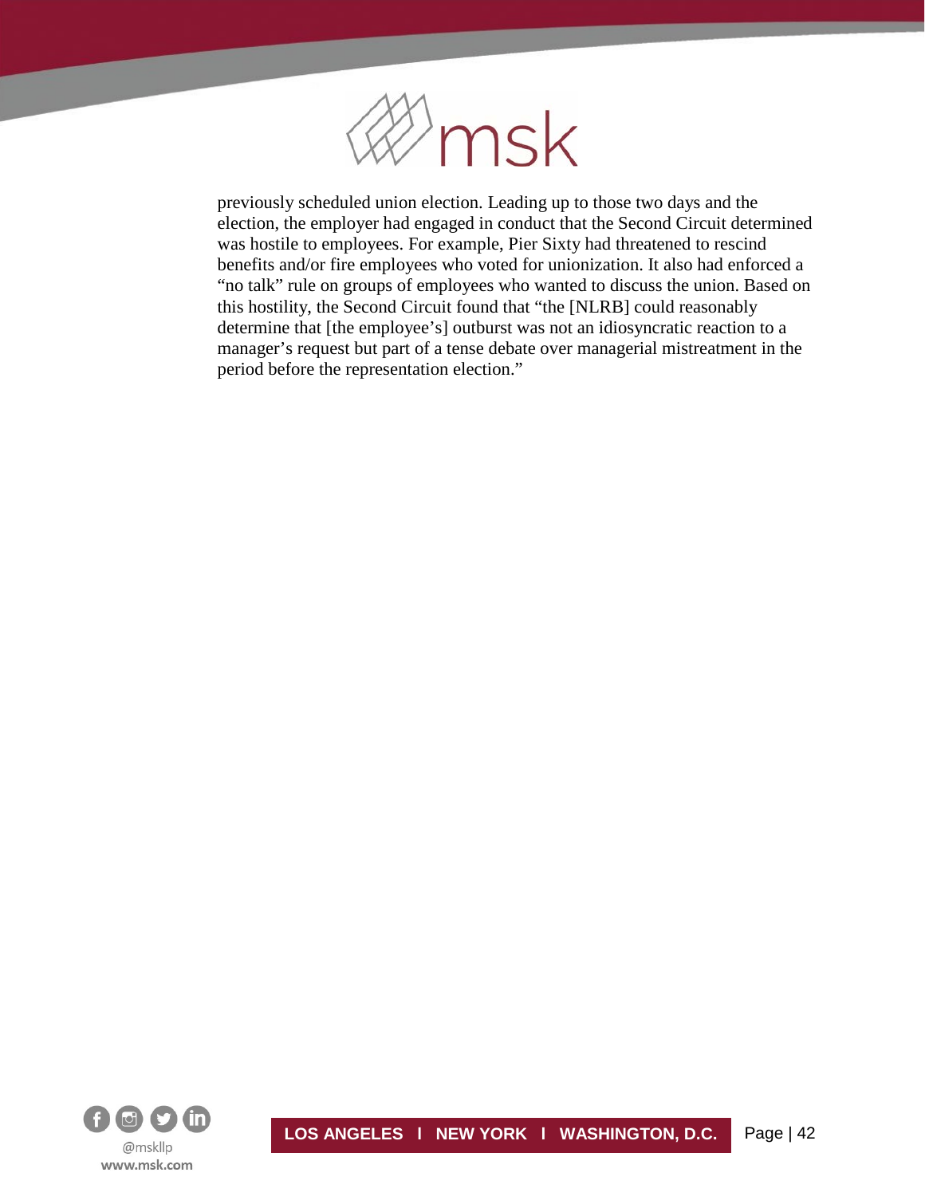previously scheduled union election. Leading up to those two days and the election, the employer had engaged in conduct that the Second Circuit determined was hostile to employees. For example, Pier Sixty had threatened to rescind benefits and/or fire employees who voted for unionization. It also had enforced a "no talk" rule on groups of employees who wanted to discuss the union. Based on this hostility, the Second Circuit found that "the [NLRB] could reasonably determine that [the employee's] outburst was not an idiosyncratic reaction to a manager's request but part of a tense debate over managerial mistreatment in the period before the representation election."